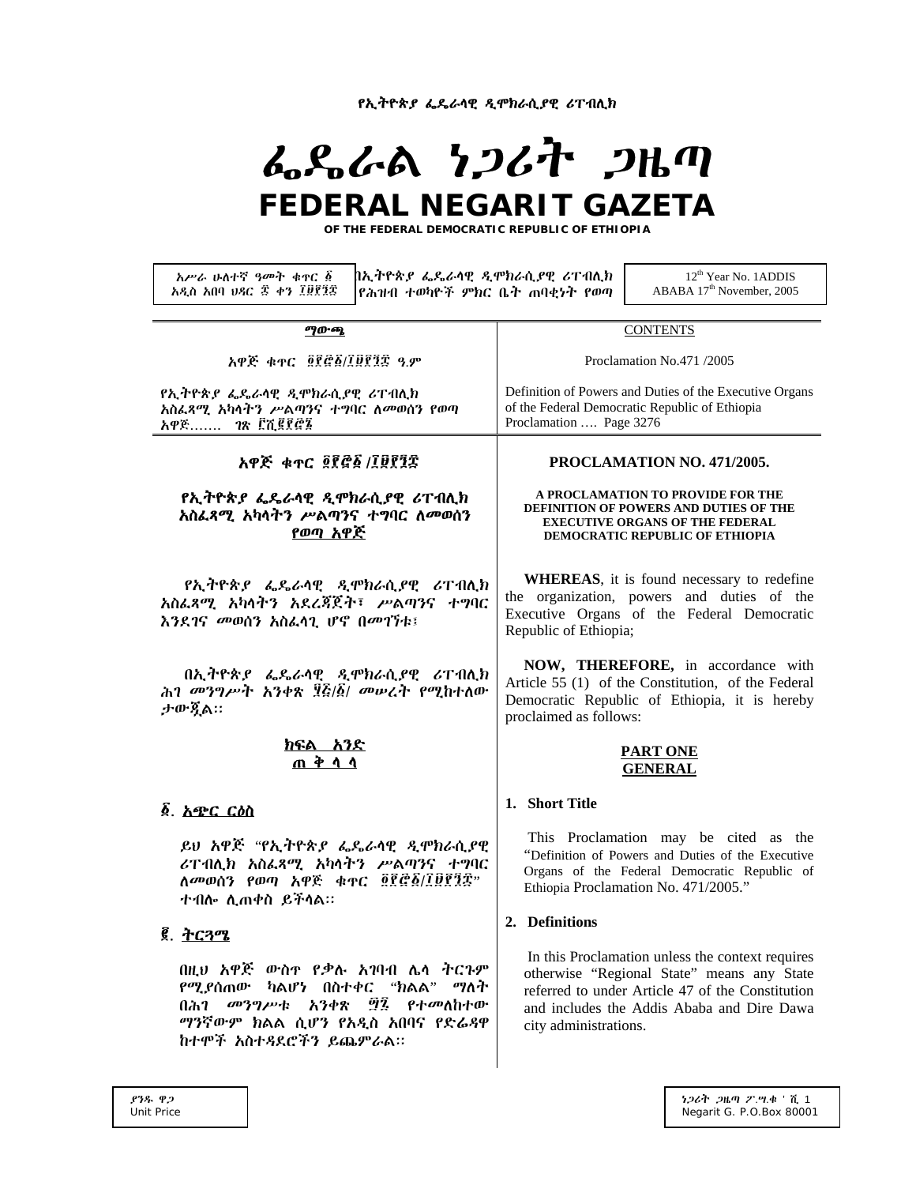የኢትዮጵያ ፌዴራላዊ ዲሞክራሲያዊ ሪፐብሊክ

# ፌዴራል ነጋሪት ጋዜጣ
# FEDERAL NEGARIT GAZETA

**OF THE FEDERAL DEMOCRATIC REPUBLIC OF ETHIOPIA**

| አሥራ ሁለተኛ ዓመት ቁጥር ፩ አዲስ አበባ ህዳር ፰ ቀን ፲፱፻፺፰ | በኢትዮጵያ ፌዴራላዊ ዲሞክራሲያዊ ሪፐብሊክ የሕዝብ ተወካዮች ምክር ቤት ጠባቂነት የወጣ | 12th Year No. 1ADDIS ABABA 17th November, 2005 |
|---|---|---|

**ማውጫ**

አዋጅ ቁጥር ፬፻፸፩/፲፱፻፺፰ ዓ.ም

የኢትዮጵያ ፌዴራላዊ ዲሞክራሲያዊ ሪፐብሊክ አስፈጻሚ አካላትን ሥልጣንና ተግባር ለመወሰን የወጣ አዋጅ……. ገጽ ፫ሺ፪፻፸፮

**CONTENTS**

Proclamation No.471 /2005

Definition of Powers and Duties of the Executive Organs of the Federal Democratic Republic of Ethiopia Proclamation …. Page 3276

## አዋጅ ቁጥር ፬፻፸፩ /፲፱፻፺፰

## የኢትዮጵያ ፌዴራላዊ ዲሞክራሲያዊ ሪፐብሊክ አስፈጻሚ አካላትን ሥልጣንና ተግባር ለመወሰን የወጣ አዋጅ

የኢትዮጵያ ፌዴራላዊ ዲሞክራሲያዊ ሪፐብሊክ አስፈጻሚ አካላትን አደረጃጀት፣ ሥልጣንና ተግባር እንደገና መወሰን አስፈላጊ ሆኖ በመገኘቱ፣

በኢትዮጵያ ፌዴራላዊ ዲሞክራሲያዊ ሪፐብሊክ ሕገ መንግሥት አንቀጽ ፶፭/፩/ መሠረት የሚከተለው ታውጇል፡፡

### ክፍል አንድ
### ጠ ቅ ላ ላ

**፩. አጭር ርዕስ**

ይህ አዋጅ "የኢትዮጵያ ፌዴራላዊ ዲሞክራሲያዊ ሪፐብሊክ አስፈጻሚ አካላትን ሥልጣንና ተግባር ለመወሰን የወጣ አዋጅ ቁጥር ፬፻፸፩/፲፱፻፺፰" ተብሎ ሊጠቀስ ይችላል፡፡

**፪. ትርጓሜ**

በዚህ አዋጅ ውስጥ የቃሉ አገባብ ሌላ ትርጉም የሚያሰጠው ካልሆነ በስተቀር "ክልል" ማለት በሕገ መንግሥቱ አንቀጽ ፵፯ የተመለከተው ማንኛውም ክልል ሲሆን የአዲስ አበባና የድሬዳዋ ከተሞች አስተዳደሮችን ይጨምራል፡፡

## PROCLAMATION NO. 471/2005.

## A PROCLAMATION TO PROVIDE FOR THE DEFINITION OF POWERS AND DUTIES OF THE EXECUTIVE ORGANS OF THE FEDERAL DEMOCRATIC REPUBLIC OF ETHIOPIA

**WHEREAS**, it is found necessary to redefine the organization, powers and duties of the Executive Organs of the Federal Democratic Republic of Ethiopia;

**NOW, THEREFORE,** in accordance with Article 55 (1) of the Constitution, of the Federal Democratic Republic of Ethiopia, it is hereby proclaimed as follows:

### PART ONE
### GENERAL

**1. Short Title**

This Proclamation may be cited as the "Definition of Powers and Duties of the Executive Organs of the Federal Democratic Republic of Ethiopia Proclamation No. 471/2005."

**2. Definitions**

In this Proclamation unless the context requires otherwise "Regional State" means any State referred to under Article 47 of the Constitution and includes the Addis Ababa and Dire Dawa city administrations.

ያንዱ ዋጋ
Unit Price

ነጋሪት ጋዜጣ ፖ.ሣ.ቁ ፹ሺ ፩
Negarit G. P.O.Box 80001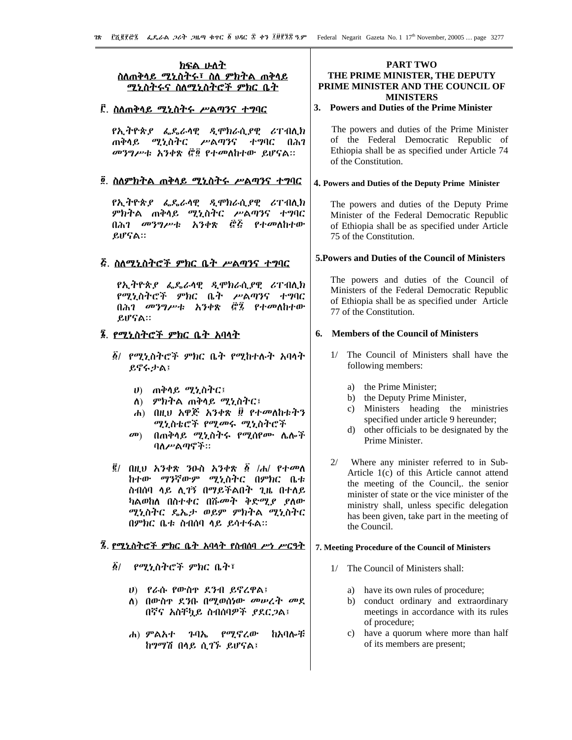## ክፍል ሁለት
## ስለጠቅላይ ሚኒስትሩ፣ ስለ ምክትል ጠቅላይ ሚኒስትሩና ስለሚኒስትሮች ምክር ቤት

### ፫. ስለጠቅላይ ሚኒስትሩ ሥልጣንና ተግባር

የኢትዮጵያ ፌዴራላዊ ዲሞክራሲያዊ ሪፐብሊክ ጠቅላይ ሚኒስትር ሥልጣንና ተግባር በሕገ መንግሥቱ አንቀጽ ፸፬ የተመለከተው ይሆናል፡፡

### ፬. ስለምክትል ጠቅላይ ሚኒስትሩ ሥልጣንና ተግባር

የኢትዮጵያ ፌዴራላዊ ዲሞክራሲያዊ ሪፐብሊክ ምክትል ጠቅላይ ሚኒስትር ሥልጣንና ተግባር በሕገ መንግሥቱ አንቀጽ ፸፭ የተመለከተው ይሆናል፡፡

### ፭. ስለሚኒስትሮች ምክር ቤት ሥልጣንና ተግባር

የኢትዮጵያ ፌዴራላዊ ዲሞክራሲያዊ ሪፐብሊክ የሚኒስትሮች ምክር ቤት ሥልጣንና ተግባር በሕገ መንግሥቱ አንቀጽ ፸፯ የተመለከተው ይሆናል፡፡

### ፮. የሚኒስትሮች ምክር ቤት አባላት

፩/ የሚኒስትሮች ምክር ቤት የሚከተሉት አባላት ይኖሩታል፤

ሀ) ጠቅላይ ሚኒስትር፤
ለ) ምክትል ጠቅላይ ሚኒስትር፤
ሐ) በዚህ አዋጅ አንቀጽ ፱ የተመለከቱትን ሚኒስቴሮች የሚመሩ ሚኒስትሮች
መ) በጠቅላይ ሚኒስትሩ የሚሰየሙ ሌሎች ባለሥልጣኖች፡፡

፪/ በዚህ አንቀጽ ንዑስ አንቀጽ ፩ /ሐ/ የተመለከተው ማንኛውም ሚኒስትር በምክር ቤቱ ስብሰባ ላይ ሊገኝ በማይችልበት ጊዜ በተለይ ካልወከለ በስተቀር በሹመት ቅድሚያ ያለው ሚኒስትር ዴኤታ ወይም ምክትል ሚኒስትር በምክር ቤቱ ስብሰባ ላይ ይሳተፋል፡፡

### ፯. የሚኒስትሮች ምክር ቤት አባላት የስብሰባ ሥነ ሥርዓት

፩/ የሚኒስትሮች ምክር ቤት፣

ሀ) የራሱ የውስጥ ደንብ ይኖረዋል፤
ለ) በውስጥ ደንቡ በሚወሰነው መሠረት መደበኛና አስቸኳይ ስብሰባዎች ያደርጋል፤
ሐ) ምልአተ ጉባኤ የሚኖረው ከአባሎቹ ከግማሽ በላይ ሲገኙ ይሆናል፤

## PART TWO
## THE PRIME MINISTER, THE DEPUTY PRIME MINISTER AND THE COUNCIL OF MINISTERS

### 3. Powers and Duties of the Prime Minister

The powers and duties of the Prime Minister of the Federal Democratic Republic of Ethiopia shall be as specified under Article 74 of the Constitution.

### 4. Powers and Duties of the Deputy Prime Minister

The powers and duties of the Deputy Prime Minister of the Federal Democratic Republic of Ethiopia shall be as specified under Article 75 of the Constitution.

### 5. Powers and Duties of the Council of Ministers

The powers and duties of the Council of Ministers of the Federal Democratic Republic of Ethiopia shall be as specified under Article 77 of the Constitution.

### 6. Members of the Council of Ministers

1/ The Council of Ministers shall have the following members:

a) the Prime Minister;
b) the Deputy Prime Minister,
c) Ministers heading the ministries specified under article 9 hereunder;
d) other officials to be designated by the Prime Minister.

2/ Where any minister referred to in Sub-Article 1(c) of this Article cannot attend the meeting of the Council,. the senior minister of state or the vice minister of the ministry shall, unless specific delegation has been given, take part in the meeting of the Council.

### 7. Meeting Procedure of the Council of Ministers

1/ The Council of Ministers shall:

a) have its own rules of procedure;
b) conduct ordinary and extraordinary meetings in accordance with its rules of procedure;
c) have a quorum where more than half of its members are present;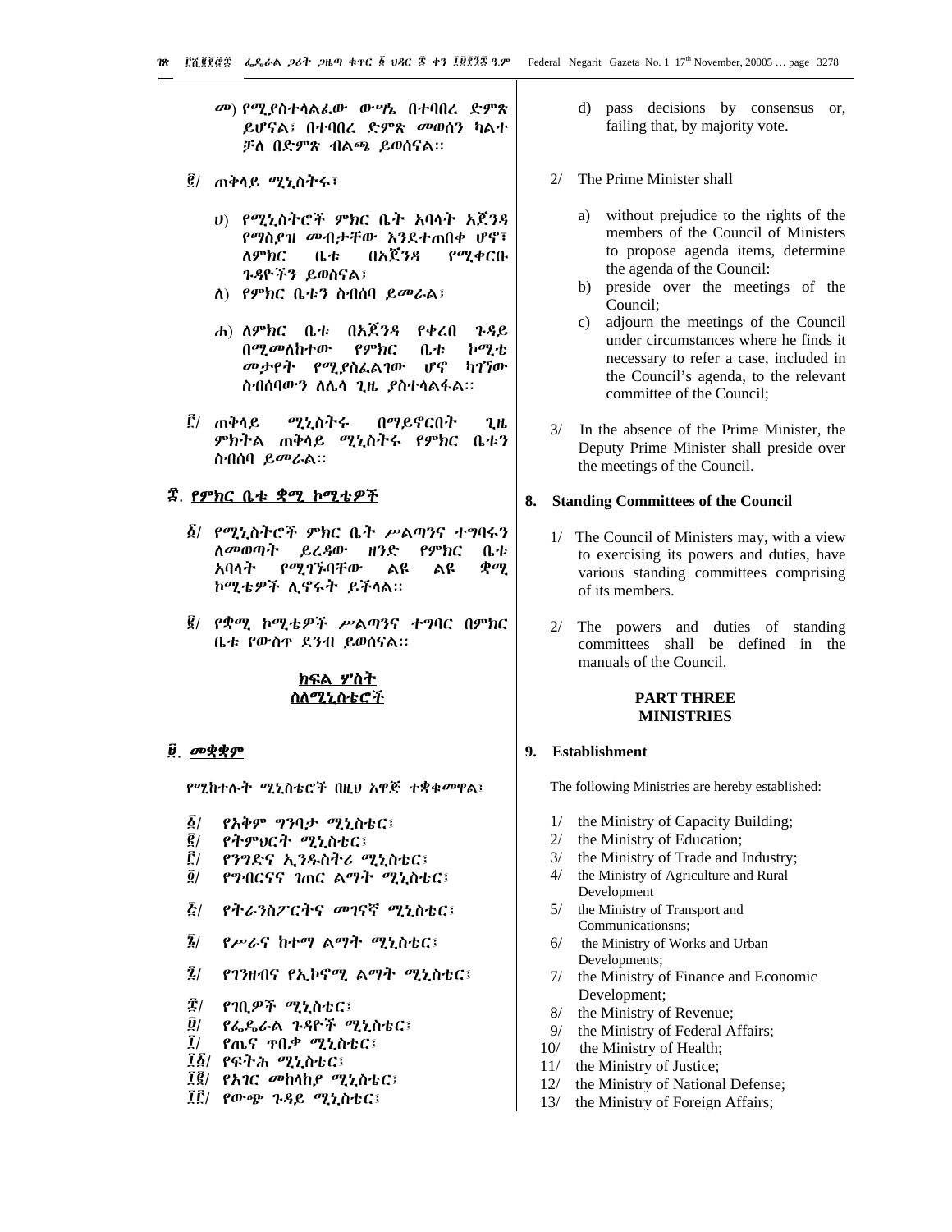መ) የሚያስተላልፈው ውሣኔ በተባበረ ድምጽ ይሆናል፤ በተባበረ ድምጽ መወሰን ካልተቻለ በድምጽ ብልጫ ይወሰናል፡፡

፪/ ጠቅላይ ሚኒስትሩ፣

ሀ) የሚኒስትሮች ምክር ቤት አባላት አጀንዳ የማስያዝ መብታቸው እንደተጠበቀ ሆኖ፣ ለምክር ቤቱ በአጀንዳ የሚቀርቡ ጉዳዮችን ይወስናል፤

ለ) የምክር ቤቱን ስብሰባ ይመራል፤

ሐ) ለምክር ቤቱ በአጀንዳ የቀረበ ጉዳይ በሚመለከተው የምክር ቤቱ ኮሚቴ መታየት የሚያስፈልገው ሆኖ ካገኘው ስብሰባውን ለሌላ ጊዜ ያስተላልፋል፡፡

፫/ ጠቅላይ ሚኒስትሩ በማይኖርበት ጊዜ ምክትል ጠቅላይ ሚኒስትሩ የምክር ቤቱን ስብሰባ ይመራል፡፡

## ፰. የምክር ቤቱ ቋሚ ኮሚቴዎች

፩/ የሚኒስትሮች ምክር ቤት ሥልጣንና ተግባሩን ለመወጣት ይረዳው ዘንድ የምክር ቤቱ አባላት የሚገኙባቸው ልዩ ልዩ ቋሚ ኮሚቴዎች ሊኖሩት ይችላል፡፡

፪/ የቋሚ ኮሚቴዎች ሥልጣንና ተግባር በምክር ቤቱ የውስጥ ደንብ ይወሰናል፡፡

## ክፍል ሦስት
## ስለሚኒስቴሮች

## ፱. መቋቋም

የሚከተሉት ሚኒስቴሮች በዚህ አዋጅ ተቋቁመዋል፤

፩/ የአቅም ግንባታ ሚኒስቴር፤
፪/ የትምህርት ሚኒስቴር፤
፫/ የንግድና ኢንዱስትሪ ሚኒስቴር፤
፬/ የግብርናና ገጠር ልማት ሚኒስቴር፤
፭/ የትራንስፖርትና መገናኛ ሚኒስቴር፤
፮/ የሥራና ከተማ ልማት ሚኒስቴር፤
፯/ የገንዘብና የኢኮኖሚ ልማት ሚኒስቴር፤
፰/ የገቢዎች ሚኒስቴር፤
፱/ የፌዴራል ጉዳዮች ሚኒስቴር፤
፲/ የጤና ጥበቃ ሚኒስቴር፤
፲፩/ የፍትሕ ሚኒስቴር፤
፲፪/ የአገር መከላከያ ሚኒስቴር፤
፲፫/ የውጭ ጉዳይ ሚኒስቴር፤

d) pass decisions by consensus or, failing that, by majority vote.

2/ The Prime Minister shall

a) without prejudice to the rights of the members of the Council of Ministers to propose agenda items, determine the agenda of the Council:

b) preside over the meetings of the Council;

c) adjourn the meetings of the Council under circumstances where he finds it necessary to refer a case, included in the Council's agenda, to the relevant committee of the Council;

3/ In the absence of the Prime Minister, the Deputy Prime Minister shall preside over the meetings of the Council.

## 8. Standing Committees of the Council

1/ The Council of Ministers may, with a view to exercising its powers and duties, have various standing committees comprising of its members.

2/ The powers and duties of standing committees shall be defined in the manuals of the Council.

## PART THREE
## MINISTRIES

## 9. Establishment

The following Ministries are hereby established:

1/ the Ministry of Capacity Building;
2/ the Ministry of Education;
3/ the Ministry of Trade and Industry;
4/ the Ministry of Agriculture and Rural Development
5/ the Ministry of Transport and Communicationsns;
6/ the Ministry of Works and Urban Developments;
7/ the Ministry of Finance and Economic Development;
8/ the Ministry of Revenue;
9/ the Ministry of Federal Affairs;
10/ the Ministry of Health;
11/ the Ministry of Justice;
12/ the Ministry of National Defense;
13/ the Ministry of Foreign Affairs;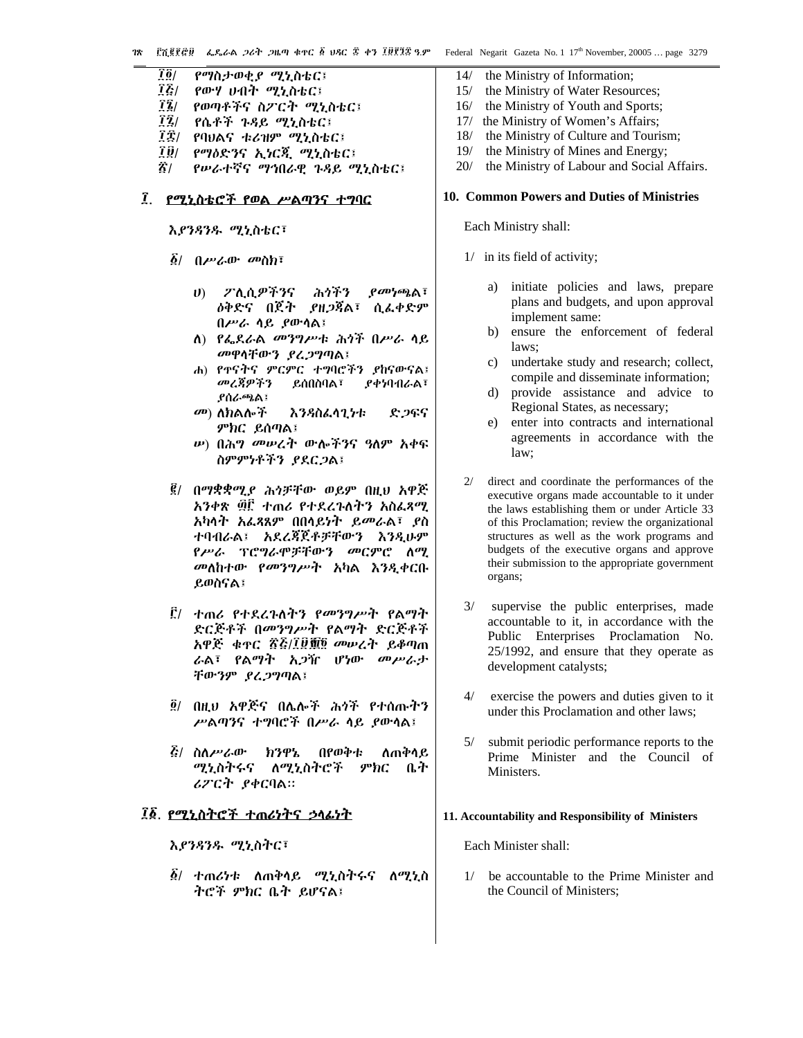፲፬/ የማስታወቂያ ሚኒስቴር፣
፲፭/ የውሃ ሀብት ሚኒስቴር፣
፲፮/ የወጣቶችና ስፖርት ሚኒስቴር፣
፲፯/ የሴቶች ጉዳይ ሚኒስቴር፣
፲፰/ የባህልና ቱሪዝም ሚኒስቴር፣
፲፱/ የማዕድንና ኢነርጂ ሚኒስቴር፣
፳/ የሠራተኛና ማኅበራዊ ጉዳይ ሚኒስቴር፣

## ፲. የሚኒስቴሮች የወል ሥልጣንና ተግባር

እያንዳንዱ ሚኒስቴር፣

፩/ በሥራው መስክ፣

ሀ) ፖሊሲዎችንና ሕጎችን ያመነጫል፣ ዕቅድና በጀት ያዘጋጃል፣ ሲፈቀድም በሥራ ላይ ያውላል፤
ለ) የፌደራል መንግሥቱ ሕጎች በሥራ ላይ መዋላቸውን ያረጋግጣል፤
ሐ) የጥናትና ምርምር ተግባሮችን ያከናውናል፤ መረጃዎችን ይሰበስባል፣ ያቀነባብራል፣ ያሰራጫል፤
መ) ለክልሎች እንዳስፈላጊነቱ ድጋፍና ምክር ይሰጣል፤
ሠ) በሕግ መሠረት ውሎችንና ዓለም አቀፍ ስምምነቶችን ያደርጋል፤

፪/ በማቋቋሚያ ሕጎቻቸው ወይም በዚህ አዋጅ አንቀጽ ፴፫ ተጠሪ የተደረጉለትን አስፈጻሚ አካላት አፈጻጸም በበላይነት ይመራል፣ ያስተባብራል፤ አደረጃጀቶቻቸውን እንዲሁም የሥራ ፕሮግራሞቻቸውን መርምሮ ለሚመለከተው የመንግሥት አካል እንዲቀርቡ ይወስናል፤

፫/ ተጠሪ የተደረጉለትን የመንግሥት የልማት ድርጅቶች በመንግሥት የልማት ድርጅቶች አዋጅ ቁጥር ፳፭/፲፱፻፹፬ መሠረት ይቆጣጠራል፣ የልማት አጋዥ ሆነው መሥራታቸውንም ያረጋግጣል፤

፬/ በዚህ አዋጅና በሌሎች ሕጎች የተሰጡትን ሥልጣንና ተግባሮች በሥራ ላይ ያውላል፤

፭/ ስለሥራው ክንዋኔ በየወቅቱ ለጠቅላይ ሚኒስትሩና ለሚኒስትሮች ምክር ቤት ሪፖርት ያቀርባል።

## ፲፩. የሚኒስትሮች ተጠሪነትና ኃላፊነት

እያንዳንዱ ሚኒስትር፣

፩/ ተጠሪነቱ ለጠቅላይ ሚኒስትሩና ለሚኒስትሮች ምክር ቤት ይሆናል፤

14/ the Ministry of Information;
15/ the Ministry of Water Resources;
16/ the Ministry of Youth and Sports;
17/ the Ministry of Women's Affairs;
18/ the Ministry of Culture and Tourism;
19/ the Ministry of Mines and Energy;
20/ the Ministry of Labour and Social Affairs.

## 10. Common Powers and Duties of Ministries

Each Ministry shall:

1/ in its field of activity;

a) initiate policies and laws, prepare plans and budgets, and upon approval implement same:
b) ensure the enforcement of federal laws;
c) undertake study and research; collect, compile and disseminate information;
d) provide assistance and advice to Regional States, as necessary;
e) enter into contracts and international agreements in accordance with the law;

2/ direct and coordinate the performances of the executive organs made accountable to it under the laws establishing them or under Article 33 of this Proclamation; review the organizational structures as well as the work programs and budgets of the executive organs and approve their submission to the appropriate government organs;

3/ supervise the public enterprises, made accountable to it, in accordance with the Public Enterprises Proclamation No. 25/1992, and ensure that they operate as development catalysts;

4/ exercise the powers and duties given to it under this Proclamation and other laws;

5/ submit periodic performance reports to the Prime Minister and the Council of Ministers.

## 11. Accountability and Responsibility of Ministers

Each Minister shall:

1/ be accountable to the Prime Minister and the Council of Ministers;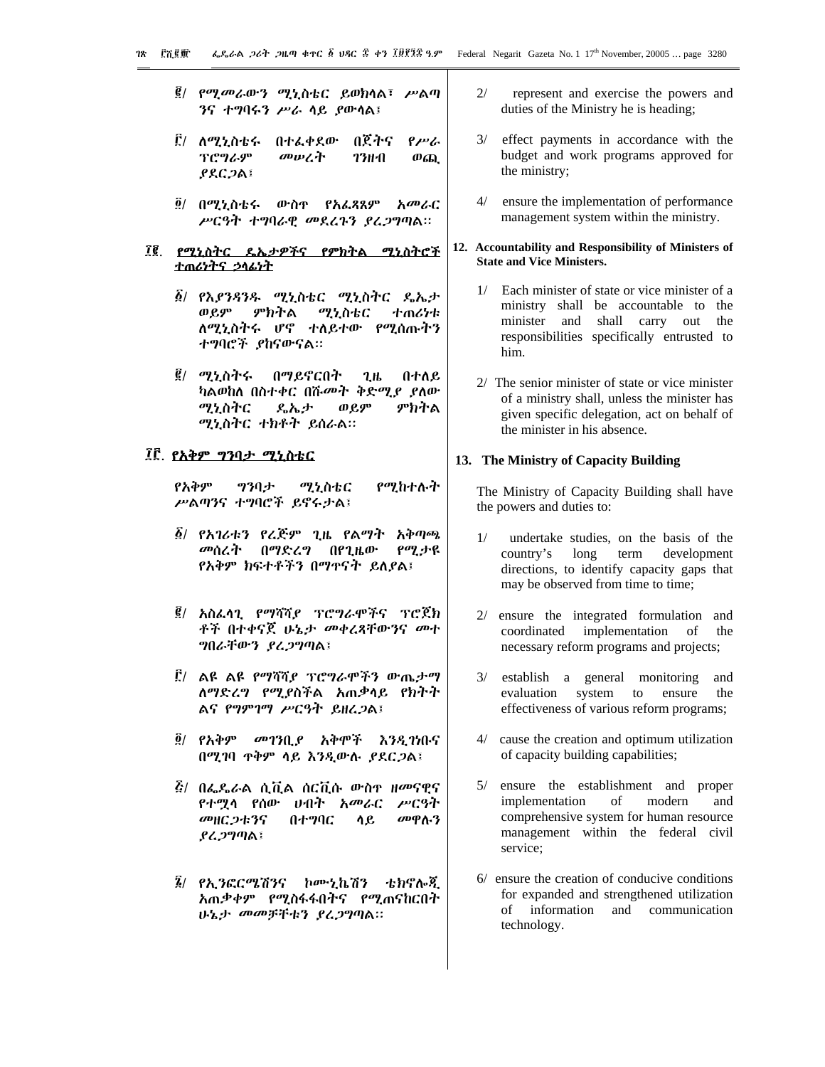፪/ የሚመራውን ሚኒስቴር ይወክላል፣ ሥልጣንና ተግባሩን ሥራ ላይ ያውላል፤

፫/ ለሚኒስቴሩ በተፈቀደው በጀትና የሥራ ፕሮግራም መሠረት ገንዘብ ወጪ ያደርጋል፤

፬/ በሚኒስቴሩ ውስጥ የአፈጻጸም አመራር ሥርዓት ተግባራዊ መደረጉን ያረጋግጣል፡፡

**፲፪. የሚኒስትር ዴኤታዎችና የምክትል ሚኒስትሮች ተጠሪነትና ኃላፊነት**

፩/ የእያንዳንዱ ሚኒስቴር ሚኒስትር ዴኤታ ወይም ምክትል ሚኒስቴር ተጠሪነቱ ለሚኒስትሩ ሆኖ ተለይተው የሚሰጡትን ተግባሮች ያከናውናል፡፡

፪/ ሚኒስትሩ በማይኖርበት ጊዜ በተለይ ካልወከለ በስተቀር በሹመት ቅድሚያ ያለው ሚኒስትር ዴኤታ ወይም ምክትል ሚኒስትር ተክቶት ይሰራል፡፡

**፲፫. የአቅም ግንባታ ሚኒስቴር**

የአቅም ግንባታ ሚኒስቴር የሚከተሉት ሥልጣንና ተግባሮች ይኖሩታል፤

፩/ የአገሪቱን የረጅም ጊዜ የልማት አቅጣጫ መሰረት በማድረግ በየጊዜው የሚታዩ የአቅም ክፍተቶችን በማጥናት ይለያል፤

፪/ አስፈላጊ የማሻሻያ ፕሮግራሞችና ፕሮጀክቶች በተቀናጀ ሁኔታ መቀረጻቸውንና መተግበራቸውን ያረጋግጣል፤

፫/ ልዩ ልዩ የማሻሻያ ፕሮግራሞችን ውጤታማ ለማድረግ የሚያስችል አጠቃላይ የክትትል ና የግምገማ ሥርዓት ይዘረጋል፤

፬/ የአቅም መገንቢያ አቅሞች እንዲገነቡና በሚገባ ጥቅም ላይ እንዲውሉ ያደርጋል፤

፭/ በፌዴራል ሲቪል ሰርቪሱ ውስጥ ዘመናዊና የተሟላ የሰው ሀብት አመራር ሥርዓት መዘርጋቱንና በተግባር ላይ መዋሉን ያረጋግጣል፤

፮/ የኢንፎርሜሽንና ኮሙኒኬሽን ቴክኖሎጂ አጠቃቀም የሚስፋፋበትና የሚጠናከርበት ሁኔታ መመቻቸቱን ያረጋግጣል፡፡

2/ represent and exercise the powers and duties of the Ministry he is heading;

3/ effect payments in accordance with the budget and work programs approved for the ministry;

4/ ensure the implementation of performance management system within the ministry.

**12. Accountability and Responsibility of Ministers of State and Vice Ministers.**

1/ Each minister of state or vice minister of a ministry shall be accountable to the minister and shall carry out the responsibilities specifically entrusted to him.

2/ The senior minister of state or vice minister of a ministry shall, unless the minister has given specific delegation, act on behalf of the minister in his absence.

**13. The Ministry of Capacity Building**

The Ministry of Capacity Building shall have the powers and duties to:

1/ undertake studies, on the basis of the country's long term development directions, to identify capacity gaps that may be observed from time to time;

2/ ensure the integrated formulation and coordinated implementation of the necessary reform programs and projects;

3/ establish a general monitoring and evaluation system to ensure the effectiveness of various reform programs;

4/ cause the creation and optimum utilization of capacity building capabilities;

5/ ensure the establishment and proper implementation of modern and comprehensive system for human resource management within the federal civil service;

6/ ensure the creation of conducive conditions for expanded and strengthened utilization of information and communication technology.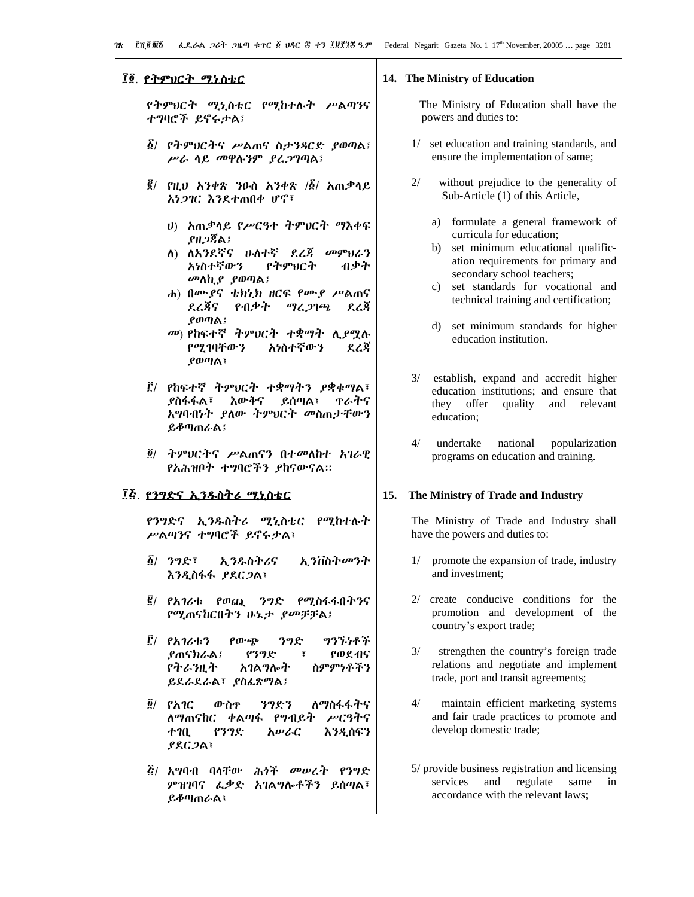## ፲፬. የትምህርት ሚኒስቴር

የትምህርት ሚኒስቴር የሚከተሉት ሥልጣንና ተግባሮች ይኖሩታል፣

፩/ የትምህርትና ሥልጠና ስታንዳርድ ያወጣል፣ ሥራ ላይ መዋሉንም ያረጋግጣል፣

፪/ የዚህ አንቀጽ ንዑስ አንቀጽ /፩/ አጠቃላይ አነጋገር እንደተጠበቀ ሆኖ፣

ሀ) አጠቃላይ የሥርዓተ ትምህርት ማእቀፍ ያዘጋጃል፣
ለ) ለአንደኛና ሁለተኛ ደረጃ መምህራን አነስተኛውን የትምህርት ብቃት መለኪያ ያወጣል፣
ሐ) በሙያና ቴክኒክ ዘርፍ የሙያ ሥልጠና ደረጃና የብቃት ማረጋገጫ ደረጃ ያወጣል፣
መ) የከፍተኛ ትምህርት ተቋማት ሊያሟሉ የሚገባቸውን አነስተኛውን ደረጃ ያወጣል፣

፫/ የከፍተኛ ትምህርት ተቋማትን ያቋቁማል፣ ያስፋፋል፣ እውቅና ይሰጣል፣ ጥራትና አግባብነት ያለው ትምህርት መስጠታቸውን ይቆጣጠራል፣

፬/ ትምህርትና ሥልጠናን በተመለከተ አገራዊ የአሕዝቦት ተግባሮችን ያከናውናል።

## ፲፭. የንግድና ኢንዱስትሪ ሚኒስቴር

የንግድና ኢንዱስትሪ ሚኒስቴር የሚከተሉት ሥልጣንና ተግባሮች ይኖሩታል፣

፩/ ንግድ፣ ኢንዱስትሪና ኢንቨስትመንት እንዲስፋፋ ያደርጋል፣

፪/ የአገሪቱ የወጪ ንግድ የሚስፋፋበትንና የሚጠናከርበትን ሁኔታ ያመቻቻል፣

፫/ የአገሪቱን የውጭ ንግድ ግንኙነቶች ያጠናክራል፣ የንግድ ፣ የወደብና የትራንዚት አገልግሎት ስምምነቶችን ይደራደራል፣ ያስፈጽማል፣

፬/ የአገር ውስጥ ንግድን ለማስፋፋትና ለማጠናከር ቀልጣፋ የግብይት ሥርዓትና ተገቢ የንግድ አሠራር እንዲሰፍን ያደርጋል፣

፭/ አግባብ ባላቸው ሕጎች መሠረት የንግድ ምዝገባና ፈቃድ አገልግሎቶችን ይሰጣል፣ ይቆጣጠራል፣

## 14. The Ministry of Education

The Ministry of Education shall have the powers and duties to:

1/ set education and training standards, and ensure the implementation of same;

2/ without prejudice to the generality of Sub-Article (1) of this Article,

a) formulate a general framework of curricula for education;
b) set minimum educational qualification requirements for primary and secondary school teachers;
c) set standards for vocational and technical training and certification;
d) set minimum standards for higher education institution.

3/ establish, expand and accredit higher education institutions; and ensure that they offer quality and relevant education;

4/ undertake national popularization programs on education and training.

## 15. The Ministry of Trade and Industry

The Ministry of Trade and Industry shall have the powers and duties to:

1/ promote the expansion of trade, industry and investment;

2/ create conducive conditions for the promotion and development of the country's export trade;

3/ strengthen the country's foreign trade relations and negotiate and implement trade, port and transit agreements;

4/ maintain efficient marketing systems and fair trade practices to promote and develop domestic trade;

5/ provide business registration and licensing services and regulate same in accordance with the relevant laws;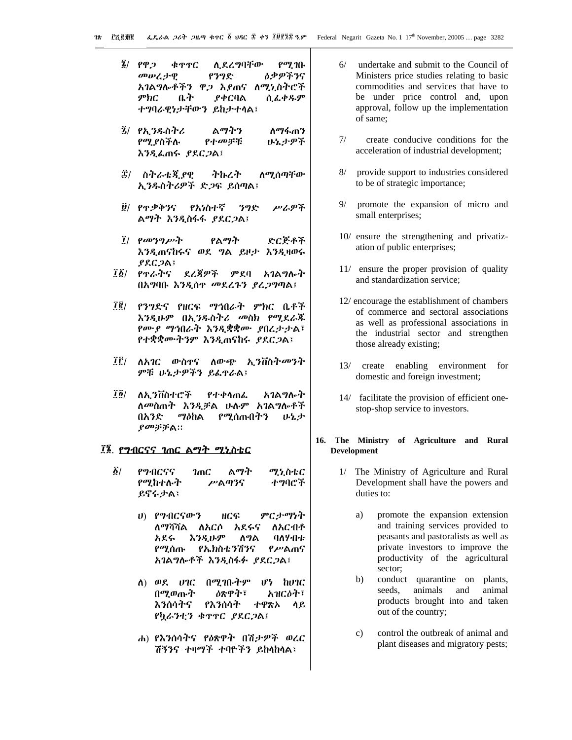፯/ የዋጋ ቁጥጥር ሊደረግባቸው የሚገቡ መሠረታዊ የንግድ ዕቃዎችንና አገልግሎቶችን ዋጋ እያጠና ለሚኒስትሮች ምክር ቤት ያቀርባል ሲፈቀዱም ተግባራዊነታቸውን ይከታተላል፤

፯/ የኢንዱስትሪ ልማትን ለማፋጠን የሚያስችሉ የተመቻቹ ሁኔታዎች እንዲፈጠሩ ያደርጋል፤

፰/ ስትራቴጂያዊ ትኩረት ለሚሰጣቸው ኢንዱስትሪዎች ድጋፍ ይሰጣል፤

፱/ የጥቃቅንና የአነስተኛ ንግድ ሥራዎች ልማት እንዲስፋፋ ያደርጋል፤

፲/ የመንግሥት የልማት ድርጅቶች እንዲጠናከሩና ወደ ግል ይዞታ እንዲዛወሩ ያደርጋል፤

፲፩/ የጥራትና ደረጃዎች ምደባ አገልግሎት በአግባቡ እንዲሰጥ መደረጉን ያረጋግጣል፤

፲፪/ የንግድና የዘርፍ ማኅበራት ምክር ቤቶች እንዲሁም በኢንዱስትሪ መስክ የሚደራጁ የሙያ ማኅበራት እንዲቋቋሙ ያበረታታል፣ የተቋቋሙትንም እንዲጠናከሩ ያደርጋል፤

፲፫/ ለአገር ውስጥና ለውጭ ኢንቨስትመንት ምቹ ሁኔታዎችን ይፈጥራል፤

፲፬/ ለኢንቨስተሮች የተቀላጠፈ አገልግሎት ለመስጠት እንዲቻል ሁሉም አገልግሎቶች በአንድ ማዕከል የሚሰጡበትን ሁኔታ ያመቻቻል።

## ፲፮. የግብርናና ገጠር ልማት ሚኒስቴር

፩/ የግብርናና ገጠር ልማት ሚኒስቴር የሚከተሉት ሥልጣንና ተግባሮች ይኖሩታል፤

ሀ) የግብርናውን ዘርፍ ምርታማነት ለማሻሻል ለአርሶ አደሩና ለአርብቶ አደሩ እንዲሁም ለግል ባለሃብቱ የሚሰጡ የኤክስቴንሽንና የሥልጠና አገልግሎቶች እንዲስፋፉ ያደርጋል፤

ለ) ወደ ሀገር በሚገቡትም ሆነ ከሀገር በሚወጡት ዕጽዋት፣ አዝርዕት፣ እንስሳትና የእንስሳት ተዋጽኦ ላይ የኳራንቲን ቁጥጥር ያደርጋል፤

ሐ) የእንስሳትና የዕጽዋት በሽታዎች ወረር ሽኝንና ተዛማች ተባዮችን ይከላከላል፤

6/ undertake and submit to the Council of Ministers price studies relating to basic commodities and services that have to be under price control and, upon approval, follow up the implementation of same;

7/ create conducive conditions for the acceleration of industrial development;

8/ provide support to industries considered to be of strategic importance;

9/ promote the expansion of micro and small enterprises;

10/ ensure the strengthening and privatization of public enterprises;

11/ ensure the proper provision of quality and standardization service;

12/ encourage the establishment of chambers of commerce and sectoral associations as well as professional associations in the industrial sector and strengthen those already existing;

13/ create enabling environment for domestic and foreign investment;

14/ facilitate the provision of efficient one-stop-shop service to investors.

## 16. The Ministry of Agriculture and Rural Development

1/ The Ministry of Agriculture and Rural Development shall have the powers and duties to:

a) promote the expansion extension and training services provided to peasants and pastoralists as well as private investors to improve the productivity of the agricultural sector;

b) conduct quarantine on plants, seeds, animals and animal products brought into and taken out of the country;

c) control the outbreak of animal and plant diseases and migratory pests;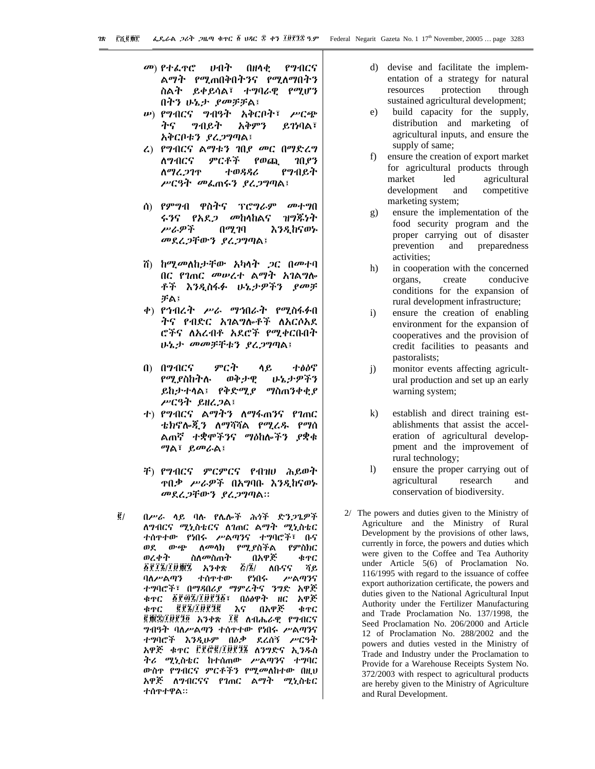መ) የተፈጥሮ ሀብት በዘላቂ የግብርና ልማት የሚጠበቅበትንና የሚለማበትን ስልት ይቀይሳል፣ ተግባራዊ የሚሆን በትን ሁኔታ ያመቻቻል፤

ሠ) የግብርና ግብዓት አቅርቦት፣ ሥርጭ ትና ግብይት አቅምን ይገነባል፣ አቅርቦቱን ያረጋግጣል፤

ረ) የግብርና ልማቱን ገበያ መር በማድረግ ለግብርና ምርቶች የወጪ ገበያን ለማረጋገጥ ተወዳዳሪ የግብይት ሥርዓት መፈጠሩን ያረጋግጣል፤

ሰ) የምግብ ዋስትና ፕሮግራም መተግበ ሩንና የአደጋ መከላከልና ዝግጁነት ሥራዎች በሚገባ እንዲከናወኑ መደረጋቸውን ያረጋግጣል፤

ሸ) ከሚመለከታቸው አካላት ጋር በመተባ በር የገጠር መሠረተ ልማት አገልግሎ ቶች እንዲስፋፉ ሁኔታዎችን ያመቻ ቻል፤

ቀ) የኅብረት ሥራ ማኅበራት የሚስፋፉበ ትና የብድር አገልግሎቶች ለአርሶአደ ሮችና ለአረብቶ አደሮች የሚቀርቡበት ሁኔታ መመቻቸቱን ያረጋግጣል፤

በ) በግብርና ምርት ላይ ተፅዕኖ የሚያስከትሉ ወቅታዊ ሁኔታዎችን ይከታተላል፤ የቅድሚያ ማስጠንቀቂያ ሥርዓት ይዘረጋል፤

ተ) የግብርና ልማትን ለማፋጠንና የገጠር ቴክኖሎጂን ለማሻሻል የሚረዱ የማሰ ልጠኛ ተቋሞችንና ማዕከሎችን ያቋቁ ማል፣ ይመራል፤

ቸ) የግብርና ምርምርና የብዝሀ ሕይወት ጥበቃ ሥራዎች በአግባቡ እንዲከናወኑ መደረጋቸውን ያረጋግጣል።

፪/ በሥራ ላይ ባሉ የሌሎች ሕጎች ድንጋጌዎች ለግብርና ሚኒስቴርና ለገጠር ልማት ሚኒስቴር ተሰጥተው የነበሩ ሥልጣንና ተግባሮች፣ ቡና ወደ ውጭ ለመላክ የሚያስችል የምስክር ወረቀት ስለመስጠት በአዋጅ ቁጥር ፩፻፲፮/፲፱፻፹፯ አንቀጽ ፭/፮/ ለቡናና ሻይ ባለሥልጣን ተሰጥተው የነበሩ ሥልጣንና ተግባሮች፣ በማዳበሪያ ማምረትና ንግድ አዋጅ ቁጥር ፩፻፴፯/፲፱፻፺፩፣ በዕፅዋት ዘር አዋጅ ቁጥር ፪፻፮/፲፱፻፺፪ እና በአዋጅ ቁጥር ፪፻፹፰/፲፱፻፺፬ አንቀጽ ፲፪ ለብሔራዊ የግብርና ግብዓት ባለሥልጣን ተሰጥተው የነበሩ ሥልጣንና ተግባሮች እንዲሁም በዕቃ ደረሰኝ ሥርዓት አዋጅ ቁጥር ፫፻፸፪/፲፱፻፺፭ ለንግድና ኢንዱስ ትሪ ሚኒስቴር ከተሰጠው ሥልጣንና ተግባር ውስጥ የግብርና ምርቶችን የሚመለከተው በዚህ አዋጅ ለግብርናና የገጠር ልማት ሚኒስቴር ተሰጥተዋል።

d) devise and facilitate the implementation of a strategy for natural resources protection through sustained agricultural development;

e) build capacity for the supply, distribution and marketing of agricultural inputs, and ensure the supply of same;

f) ensure the creation of export market for agricultural products through market led agricultural development and competitive marketing system;

g) ensure the implementation of the food security program and the proper carrying out of disaster prevention and preparedness activities;

h) in cooperation with the concerned organs, create conducive conditions for the expansion of rural development infrastructure;

i) ensure the creation of enabling environment for the expansion of cooperatives and the provision of credit facilities to peasants and pastoralists;

j) monitor events affecting agricultural production and set up an early warning system;

k) establish and direct training establishments that assist the acceleration of agricultural development and the improvement of rural technology;

l) ensure the proper carrying out of agricultural research and conservation of biodiversity.

2/ The powers and duties given to the Ministry of Agriculture and the Ministry of Rural Development by the provisions of other laws, currently in force, the powers and duties which were given to the Coffee and Tea Authority under Article 5(6) of Proclamation No. 116/1995 with regard to the issuance of coffee export authorization certificate, the powers and duties given to the National Agricultural Input Authority under the Fertilizer Manufacturing and Trade Proclamation No. 137/1998, the Seed Proclamation No. 206/2000 and Article 12 of Proclamation No. 288/2002 and the powers and duties vested in the Ministry of Trade and Industry under the Proclamation to Provide for a Warehouse Receipts System No. 372/2003 with respect to agricultural products are hereby given to the Ministry of Agriculture and Rural Development.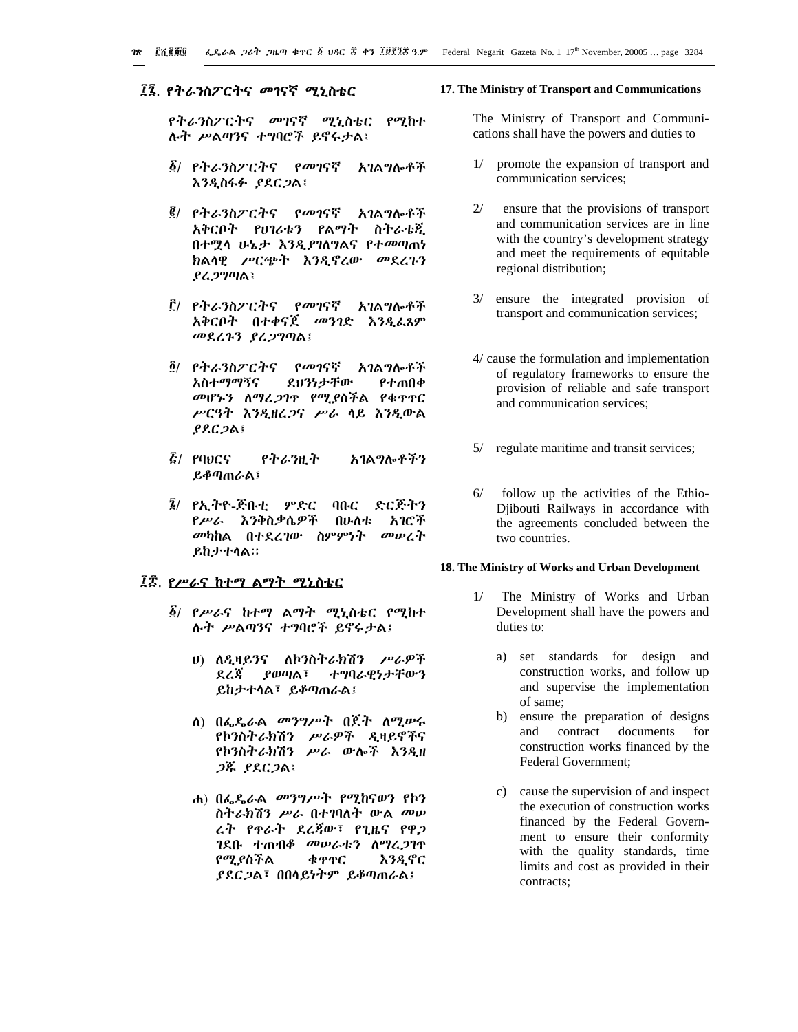## ፲፯. የትራንስፖርትና መገናኛ ሚኒስቴር

የትራንስፖርትና መገናኛ ሚኒስቴር የሚከተሉት ሥልጣንና ተግባሮች ይኖሩታል፣

፩/ የትራንስፖርትና የመገናኛ አገልግሎቶች እንዲስፋፉ ያደርጋል፣

፪/ የትራንስፖርትና የመገናኛ አገልግሎቶች አቅርቦት የሀገሪቱን የልማት ስትራቴጂ በተሟላ ሁኔታ እንዲያገለግልና የተመጣጠነ ክልላዊ ሥርጭት እንዲኖረው መደረጉን ያረጋግጣል፣

፫/ የትራንስፖርትና የመገናኛ አገልግሎቶች አቅርቦት በተቀናጀ መንገድ እንዲፈጸም መደረጉን ያረጋግጣል፣

፬/ የትራንስፖርትና የመገናኛ አገልግሎቶች አስተማማኝና ደህንነታቸው የተጠበቀ መሆኑን ለማረጋገጥ የሚያስችል የቁጥጥር ሥርዓት እንዲዘረጋና ሥራ ላይ እንዲውል ያደርጋል፣

፭/ የባህርና የትራንዚት አገልግሎቶችን ይቆጣጠራል፣

፮/ የኢትዮ-ጅቡቲ ምድር ባቡር ድርጅትን የሥራ እንቅስቃሴዎች በሁለቱ አገሮች መካከል በተደረገው ስምምነት መሠረት ይከታተላል።

## ፲፰. የሥራና ከተማ ልማት ሚኒስቴር

፩/ የሥራና ከተማ ልማት ሚኒስቴር የሚከተሉት ሥልጣንና ተግባሮች ይኖሩታል፣

ሀ) ለዲዛይንና ለኮንስትራክሽን ሥራዎች ደረጃ ያወጣል፣ ተግባራዊነታቸውን ይከታተላል፣ ይቆጣጠራል፣

ለ) በፌዴራል መንግሥት በጀት ለሚሠሩ የኮንስትራክሽን ሥራዎች ዲዛይኖችና የኮንስትራክሽን ሥራ ውሎች እንዲዘጋጁ ያደርጋል፣

ሐ) በፌዴራል መንግሥት የሚከናወን የኮንስትራክሽን ሥራ በተገባለት ውል መሠረት የጥራት ደረጃው፣ የጊዜና የዋጋ ገደቡ ተጠብቆ መሠራቱን ለማረጋገጥ የሚያስችል ቁጥጥር እንዲኖር ያደርጋል፣ በበላይነትም ይቆጣጠራል፣

## 17. The Ministry of Transport and Communications

The Ministry of Transport and Communications shall have the powers and duties to

1/ promote the expansion of transport and communication services;

2/ ensure that the provisions of transport and communication services are in line with the country's development strategy and meet the requirements of equitable regional distribution;

3/ ensure the integrated provision of transport and communication services;

4/ cause the formulation and implementation of regulatory frameworks to ensure the provision of reliable and safe transport and communication services;

5/ regulate maritime and transit services;

6/ follow up the activities of the Ethio-Djibouti Railways in accordance with the agreements concluded between the two countries.

## 18. The Ministry of Works and Urban Development

1/ The Ministry of Works and Urban Development shall have the powers and duties to:

a) set standards for design and construction works, and follow up and supervise the implementation of same;

b) ensure the preparation of designs and contract documents for construction works financed by the Federal Government;

c) cause the supervision of and inspect the execution of construction works financed by the Federal Government to ensure their conformity with the quality standards, time limits and cost as provided in their contracts;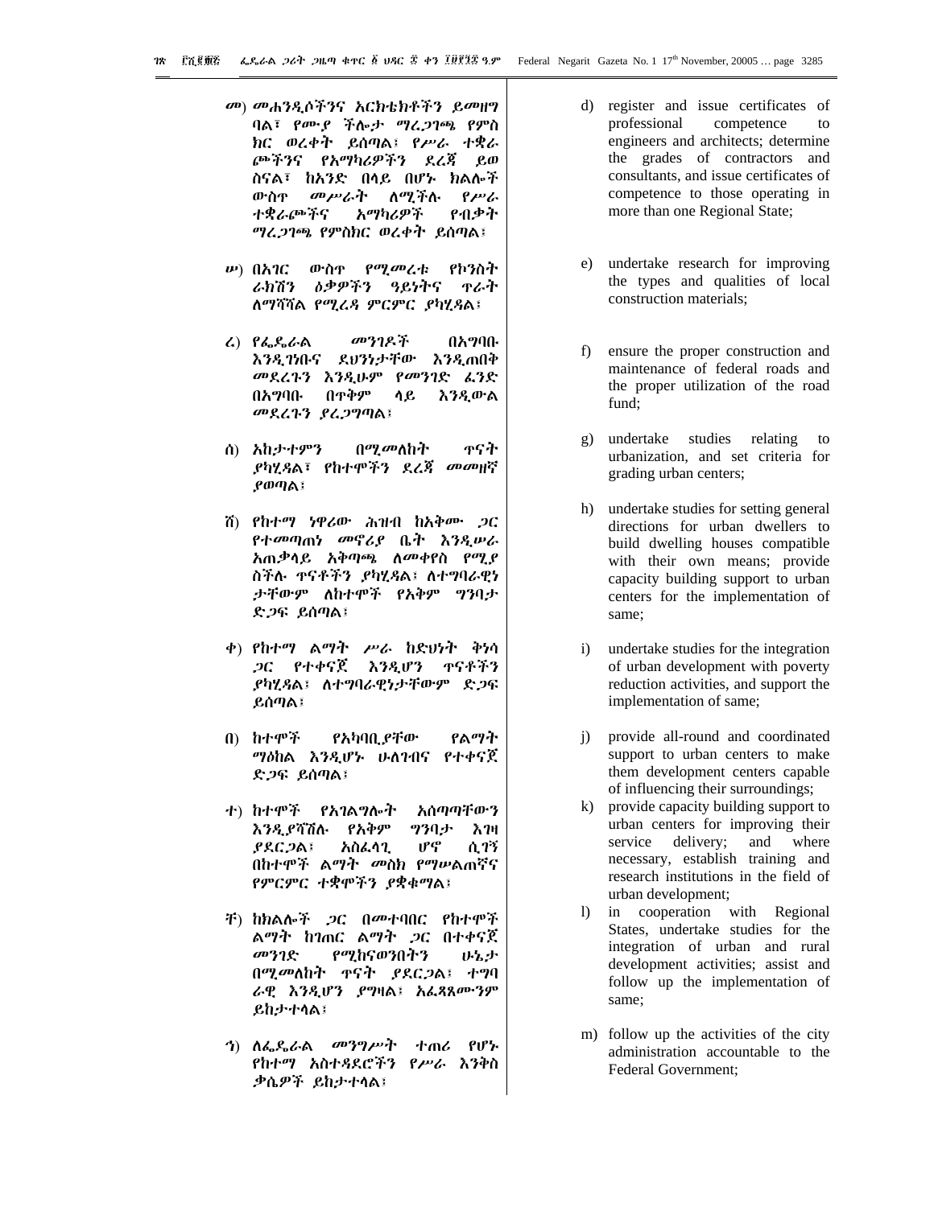መ) መሐንዲሶችንና አርክቴክቶችን ይመዘግባል፣ የሙያ ችሎታ ማረጋገጫ የምስክር ወረቀት ይሰጣል፤ የሥራ ተቋራጮችንና የአማካሪዎችን ደረጃ ይወስናል፣ ከአንድ በላይ በሆኑ ክልሎች ውስጥ መሥራት ለሚችሉ የሥራ ተቋራጮችና አማካሪዎች የብቃት ማረጋገጫ የምስክር ወረቀት ይሰጣል፤

ሠ) በአገር ውስጥ የሚመረቱ የኮንስትራክሽን ዕቃዎችን ዓይነትና ጥራት ለማሻሻል የሚረዳ ምርምር ያካሂዳል፤

ረ) የፌዴራል መንገዶች በአግባቡ እንዲገነቡና ደህንነታቸው እንዲጠበቅ መደረጉን እንዲሁም የመንገድ ፈንድ በአግባቡ በጥቅም ላይ እንዲውል መደረጉን ያረጋግጣል፤

ሰ) አከታተምን በሚመለከት ጥናት ያካሂዳል፣ የከተሞችን ደረጃ መመዘኛ ያወጣል፤

ሸ) የከተማ ነዋሪው ሕዝብ ከአቅሙ ጋር የተመጣጠነ መኖሪያ ቤት እንዲሠራ አጠቃላይ አቅጣጫ ለመቀየስ የሚያስችሉ ጥናቶችን ያካሂዳል፤ ለተግባራዊነታቸውም ለከተሞች የአቅም ግንባታ ድጋፍ ይሰጣል፤

ቀ) የከተማ ልማት ሥራ ከድህነት ቅነሳ ጋር የተቀናጀ እንዲሆን ጥናቶችን ያካሂዳል፤ ለተግባራዊነታቸውም ድጋፍ ይሰጣል፤

በ) ከተሞች የአካባቢያቸው የልማት ማዕከል እንዲሆኑ ሁለገብና የተቀናጀ ድጋፍ ይሰጣል፤

ተ) ከተሞች የአገልግሎት አሰጣጣቸውን እንዲያሻሽሉ የአቅም ግንባታ እገዛ ያደርጋል፤ አስፈላጊ ሆኖ ሲገኝ በከተሞች ልማት መስክ የማሠልጠኛና የምርምር ተቋሞችን ያቋቁማል፤

ቸ) ከክልሎች ጋር በመተባበር የከተሞች ልማት ከገጠር ልማት ጋር በተቀናጀ መንገድ የሚከናወንበትን ሁኔታ በሚመለከት ጥናት ያደርጋል፤ ተግባራዊ እንዲሆን ያግዛል፤ አፈጻጸሙንም ይከታተላል፤

ኀ) ለፌዴራል መንግሥት ተጠሪ የሆኑ የከተማ አስተዳደሮችን የሥራ እንቅስቃሴዎች ይከታተላል፤

d) register and issue certificates of professional competence to engineers and architects; determine the grades of contractors and consultants, and issue certificates of competence to those operating in more than one Regional State;

e) undertake research for improving the types and qualities of local construction materials;

f) ensure the proper construction and maintenance of federal roads and the proper utilization of the road fund;

g) undertake studies relating to urbanization, and set criteria for grading urban centers;

h) undertake studies for setting general directions for urban dwellers to build dwelling houses compatible with their own means; provide capacity building support to urban centers for the implementation of same;

i) undertake studies for the integration of urban development with poverty reduction activities, and support the implementation of same;

j) provide all-round and coordinated support to urban centers to make them development centers capable of influencing their surroundings;

k) provide capacity building support to urban centers for improving their service delivery; and where necessary, establish training and research institutions in the field of urban development;

l) in cooperation with Regional States, undertake studies for the integration of urban and rural development activities; assist and follow up the implementation of same;

m) follow up the activities of the city administration accountable to the Federal Government;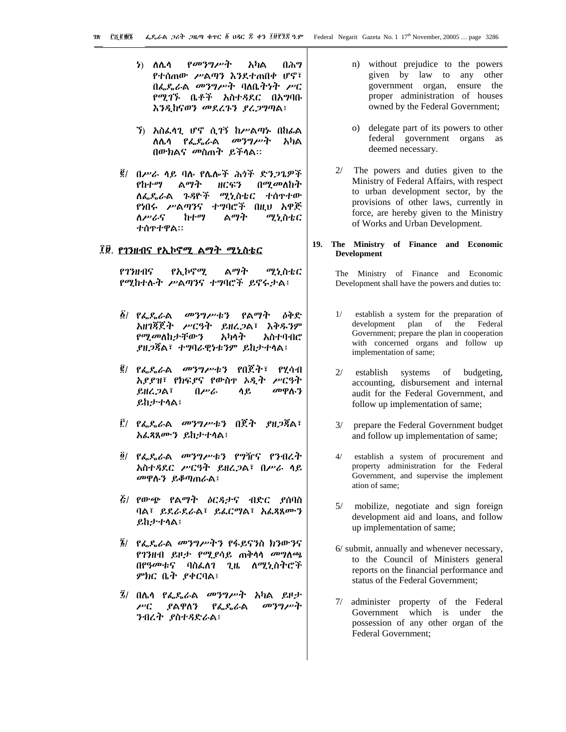ነ) ለሌላ የመንግሥት አካል በሕግ የተሰጠው ሥልጣን እንደተጠበቀ ሆኖ፣ በፌዴራል መንግሥት ባለቤትነት ሥር የሚገኙ ቤቶች አስተዳደር በአግባቡ እንዲከናወን መደረጉን ያረጋግጣል፤

ኘ) አስፈላጊ ሆኖ ሲገኝ ከሥልጣኑ በከፊል ለሌላ የፌዴራል መንግሥት አካል በውክልና መስጠት ይችላል።

፪/ በሥራ ላይ ባሉ የሌሎች ሕጎች ድንጋጌዎች የከተማ ልማት ዘርፍን በሚመለከት ለፌዴራል ጉዳዮች ሚኒስቴር ተሰጥተው የነበሩ ሥልጣንና ተግባሮች በዚህ አዋጅ ለሥራና ከተማ ልማት ሚኒስቴር ተሰጥተዋል።

## ፲፱. የገንዘብና የኢኮኖሚ ልማት ሚኒስቴር

የገንዘብና የኢኮኖሚ ልማት ሚኒስቴር የሚከተሉት ሥልጣንና ተግባሮች ይኖሩታል፤

፩/ የፌዴራል መንግሥቱን የልማት ዕቅድ አዘገጃጀት ሥርዓት ይዘረጋል፣ ዕቅዱንም የሚመለከታቸውን አካላት አስተባብሮ ያዘጋጃል፣ ተግባራዊነቱንም ይከታተላል፤

፪/ የፌዴራል መንግሥቱን የበጀት፣ የሂሳብ አያያዝ፣ የክፍያና የውስጥ ኦዲት ሥርዓት ይዘረጋል፣ በሥራ ላይ መዋሉን ይከታተላል፤

፫/ የፌዴራል መንግሥቱን በጀት ያዘጋጃል፣ አፈጻጸሙን ይከታተላል፤

፬/ የፌዴራል መንግሥቱን የግዥና የንብረት አስተዳደር ሥርዓት ይዘረጋል፣ በሥራ ላይ መዋሉን ይቆጣጠራል፤

፭/ የውጭ የልማት ዕርዳታና ብድር ያሰባስባል፣ ይደራደራል፣ ይፈርማል፣ አፈጻጸሙን ይከታተላል፤

፮/ የፌዴራል መንግሥትን የፋይናንስ ክንውንና የገንዘብ ይዞታ የሚያሳይ ጠቅላላ መግለጫ በየዓመቱና ባስፈለገ ጊዜ ለሚኒስትሮች ምክር ቤት ያቀርባል፤

፯/ በሌላ የፌዴራል መንግሥት አካል ይዞታ ሥር ያልዋለን የፌዴራል መንግሥት ንብረት ያስተዳድራል፤

n) without prejudice to the powers given by law to any other government organ, ensure the proper administration of houses owned by the Federal Government;

o) delegate part of its powers to other federal government organs as deemed necessary.

2/ The powers and duties given to the Ministry of Federal Affairs, with respect to urban development sector, by the provisions of other laws, currently in force, are hereby given to the Ministry of Works and Urban Development.

## 19. The Ministry of Finance and Economic Development

The Ministry of Finance and Economic Development shall have the powers and duties to:

1/ establish a system for the preparation of development plan of the Federal Government; prepare the plan in cooperation with concerned organs and follow up implementation of same;

2/ establish systems of budgeting, accounting, disbursement and internal audit for the Federal Government, and follow up implementation of same;

3/ prepare the Federal Government budget and follow up implementation of same;

4/ establish a system of procurement and property administration for the Federal Government, and supervise the implement ation of same;

5/ mobilize, negotiate and sign foreign development aid and loans, and follow up implementation of same;

6/ submit, annually and whenever necessary, to the Council of Ministers general reports on the financial performance and status of the Federal Government;

7/ administer property of the Federal Government which is under the possession of any other organ of the Federal Government;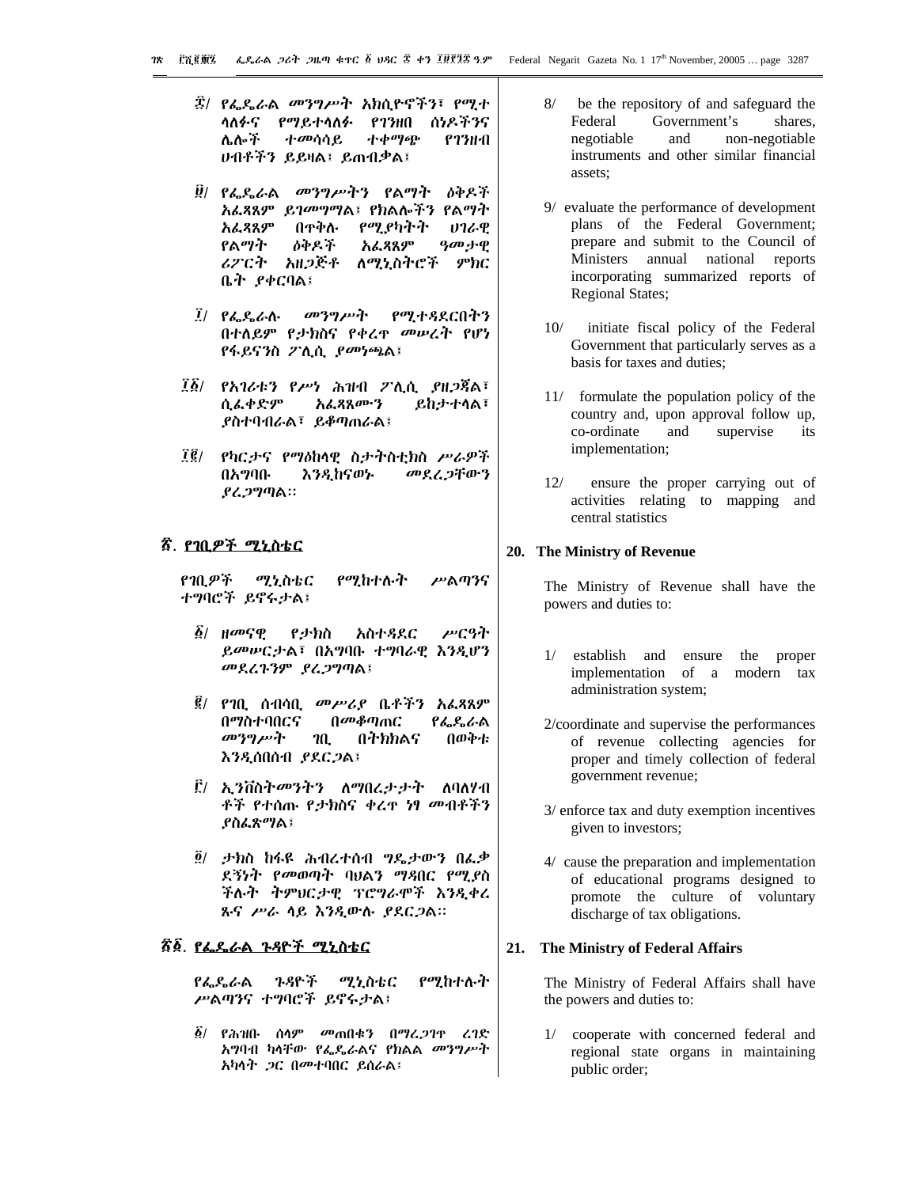፰/ የፌዴራል መንግሥት አክሲዮኖችን፣ የሚተላለፉና የማይተላለፉ የገንዘብ ሰነዶችንና ሌሎች ተመሳሳይ ተቀማጭ የገንዘብ ሀብቶችን ይይዛል፣ ይጠብቃል፣

፱/ የፌዴራል መንግሥትን የልማት ዕቅዶች አፈጻጸም ይገመግማል፣ የክልሎችን የልማት አፈጻጸም በጥቅሉ የሚያካትት ሀገራዊ የልማት ዕቅዶች አፈጻጸም ዓመታዊ ሪፖርት አዘጋጅቶ ለሚኒስትሮች ምክር ቤት ያቀርባል፣

፲/ የፌዴራሉ መንግሥት የሚተዳደርበትን በተለይም የታክስና የቀረጥ መሠረት የሆነ የፋይናንስ ፖሊሲ ያመነጫል፣

፲፩/ የአገሪቱን የሥነ ሕዝብ ፖሊሲ ያዘጋጃል፣ ሲፈቀድም አፈጻጸሙን ይከታተላል፣ ያስተባብራል፣ ይቆጣጠራል፣

፲፪/ የካርታና የማዕከላዊ ስታትስቲክስ ሥራዎች በአግባቡ እንዲከናወኑ መደረጋቸውን ያረጋግጣል፡፡

## ፳. የገቢዎች ሚኒስቴር

የገቢዎች ሚኒስቴር የሚከተሉት ሥልጣንና ተግባሮች ይኖሩታል፣

፩/ ዘመናዊ የታክስ አስተዳደር ሥርዓት ይመሠርታል፣ በአግባቡ ተግባራዊ እንዲሆን መደረጉንም ያረጋግጣል፣

፪/ የገቢ ሰብሳቢ መሥሪያ ቤቶችን አፈጻጸም በማስተባበርና በመቆጣጠር የፌዴራል መንግሥት ገቢ በትክክልና በወቅቱ እንዲሰበሰብ ያደርጋል፣

፫/ ኢንቨስትመንትን ለማበረታታት ለባለሃብቶች የተሰጡ የታክስና ቀረጥ ነፃ መብቶችን ያስፈጽማል፣

፬/ ታክስ ከፋዩ ሕብረተሰብ ግዴታውን በፈቃደኝነት የመወጣት ባህልን ማዳበር የሚያስችሉት ትምህርታዊ ፕሮግራሞች እንዲቀረጹና ሥራ ላይ እንዲውሉ ያደርጋል፡፡

## ፳፩. የፌዴራል ጉዳዮች ሚኒስቴር

የፌዴራል ጉዳዮች ሚኒስቴር የሚከተሉት ሥልጣንና ተግባሮች ይኖሩታል፣

፩/ የሕዝቡ ሰላም መጠበቁን በማረጋገጥ ረገድ አግባብ ካላቸው የፌዴራልና የክልል መንግሥት አካላት ጋር በመተባበር ይሰራል፣

8/ be the repository of and safeguard the Federal Government's shares, negotiable and non-negotiable instruments and other similar financial assets;

9/ evaluate the performance of development plans of the Federal Government; prepare and submit to the Council of Ministers annual national reports incorporating summarized reports of Regional States;

10/ initiate fiscal policy of the Federal Government that particularly serves as a basis for taxes and duties;

11/ formulate the population policy of the country and, upon approval follow up, co-ordinate and supervise its implementation;

12/ ensure the proper carrying out of activities relating to mapping and central statistics

## 20. The Ministry of Revenue

The Ministry of Revenue shall have the powers and duties to:

1/ establish and ensure the proper implementation of a modern tax administration system;

2/coordinate and supervise the performances of revenue collecting agencies for proper and timely collection of federal government revenue;

3/ enforce tax and duty exemption incentives given to investors;

4/ cause the preparation and implementation of educational programs designed to promote the culture of voluntary discharge of tax obligations.

## 21. The Ministry of Federal Affairs

The Ministry of Federal Affairs shall have the powers and duties to:

1/ cooperate with concerned federal and regional state organs in maintaining public order;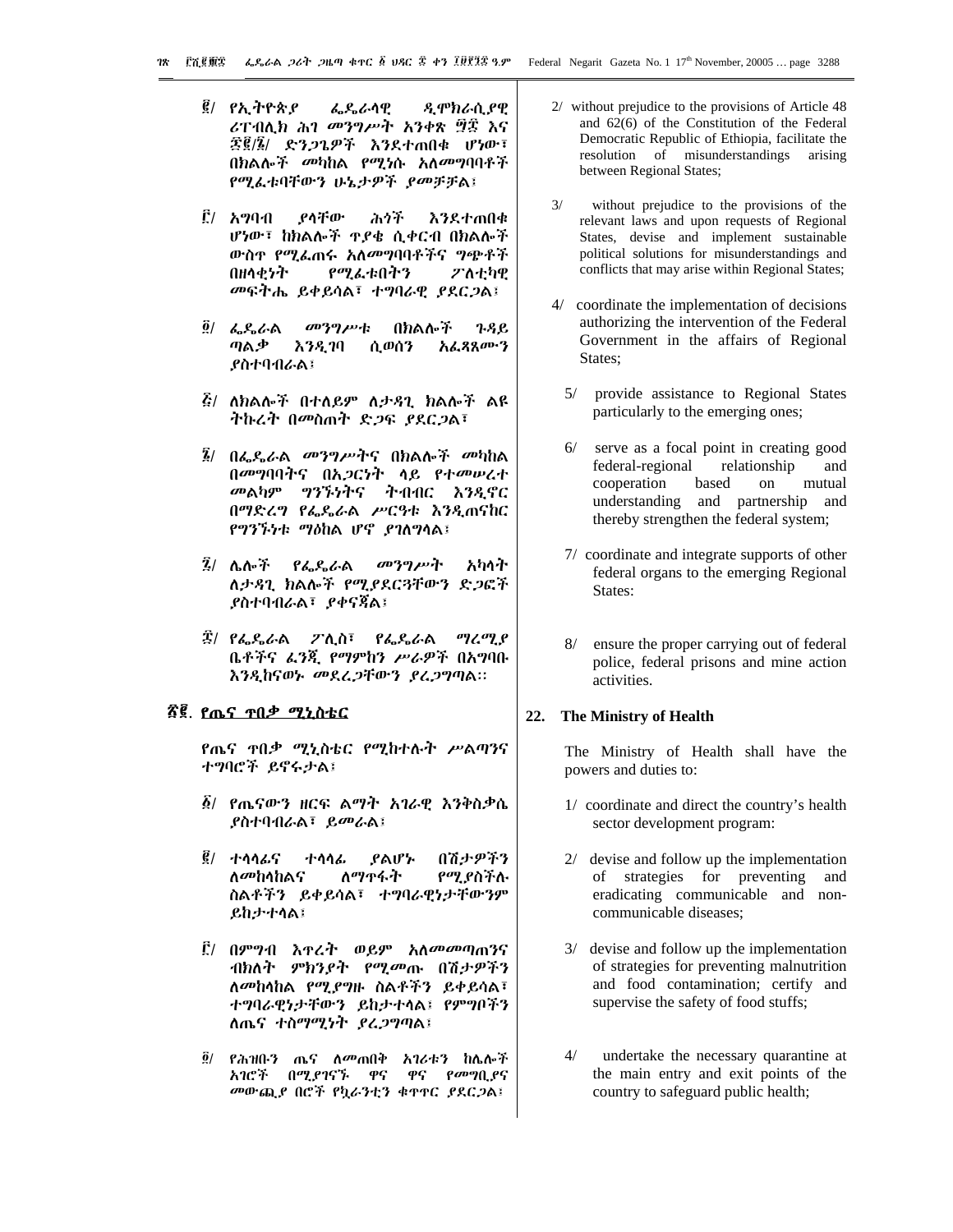፪/ የኢትዮጵያ ፌዴራላዊ ዲሞክራሲያዊ ሪፐብሊክ ሕገ መንግሥት አንቀጽ ፵፰ እና ፷፪/፮/ ድንጋጌዎች እንደተጠበቁ ሆነው፣ በክልሎች መካከል የሚነሱ አለመግባባቶች የሚፈቱባቸውን ሁኔታዎች ያመቻቻል፤

፫/ አግባብ ያላቸው ሕጎች እንደተጠበቁ ሆነው፣ ከክልሎች ጥያቄ ሲቀርብ በክልሎች ውስጥ የሚፈጠሩ አለመግባባቶችና ግጭቶች በዘላቂነት የሚፈቱበትን ፖለቲካዊ መፍትሔ ይቀይሳል፣ ተግባራዊ ያደርጋል፤

፬/ ፌዴራል መንግሥቱ በክልሎች ጉዳይ ጣልቃ እንዲገባ ሲወሰን አፈጻጸሙን ያስተባብራል፤

፭/ ለክልሎች በተለይም ለታዳጊ ክልሎች ልዩ ትኩረት በመስጠት ድጋፍ ያደርጋል፣

፮/ በፌዴራል መንግሥትና በክልሎች መካከል በመግባባትና በአጋርነት ላይ የተመሠረተ መልካም ግንኙነትና ትብብር እንዲኖር በማድረግ የፌዴራል ሥርዓቱ እንዲጠናከር የግንኙነቱ ማዕከል ሆኖ ያገለግላል፤

፯/ ሌሎች የፌዴራል መንግሥት አካላት ለታዳጊ ክልሎች የሚያደርጓቸውን ድጋፎች ያስተባብራል፣ ያቀናጃል፤

፰/ የፌዴራል ፖሊስ፣ የፌዴራል ማረሚያ ቤቶችና ፈንጂ የማምከን ሥራዎች በአግባቡ እንዲከናወኑ መደረጋቸውን ያረጋግጣል፡፡

## ፳፪. የጤና ጥበቃ ሚኒስቴር

የጤና ጥበቃ ሚኒስቴር የሚከተሉት ሥልጣንና ተግባሮች ይኖሩታል፤

፩/ የጤናውን ዘርፍ ልማት አገራዊ እንቅስቃሴ ያስተባብራል፣ ይመራል፤

፪/ ተላላፊና ተላላፊ ያልሆኑ በሽታዎችን ለመከላከልና ለማጥፋት የሚያስችሉ ስልቶችን ይቀይሳል፣ ተግባራዊነታቸውንም ይከታተላል፤

፫/ በምግብ እጥረት ወይም አለመመጣጠንና ብክለት ምክንያት የሚመጡ በሽታዎችን ለመከላከል የሚያግዙ ስልቶችን ይቀይሳል፣ ተግባራዊነታቸውን ይከታተላል፤ የምግቦችን ለጤና ተስማሚነት ያረጋግጣል፤

፬/ የሕዝቡን ጤና ለመጠበቅ አገሪቱን ከሌሎች አገሮች በሚያገናኙ ዋና ዋና የመግቢያና መውጫ በሮች የኳራንቲን ቁጥጥር ያደርጋል፤

2/ without prejudice to the provisions of Article 48 and 62(6) of the Constitution of the Federal Democratic Republic of Ethiopia, facilitate the resolution of misunderstandings arising between Regional States;

3/ without prejudice to the provisions of the relevant laws and upon requests of Regional States, devise and implement sustainable political solutions for misunderstandings and conflicts that may arise within Regional States;

4/ coordinate the implementation of decisions authorizing the intervention of the Federal Government in the affairs of Regional States;

5/ provide assistance to Regional States particularly to the emerging ones;

6/ serve as a focal point in creating good federal-regional relationship and cooperation based on mutual understanding and partnership and thereby strengthen the federal system;

7/ coordinate and integrate supports of other federal organs to the emerging Regional States:

8/ ensure the proper carrying out of federal police, federal prisons and mine action activities.

## 22. The Ministry of Health

The Ministry of Health shall have the powers and duties to:

1/ coordinate and direct the country's health sector development program:

2/ devise and follow up the implementation of strategies for preventing and eradicating communicable and non-communicable diseases;

3/ devise and follow up the implementation of strategies for preventing malnutrition and food contamination; certify and supervise the safety of food stuffs;

4/ undertake the necessary quarantine at the main entry and exit points of the country to safeguard public health;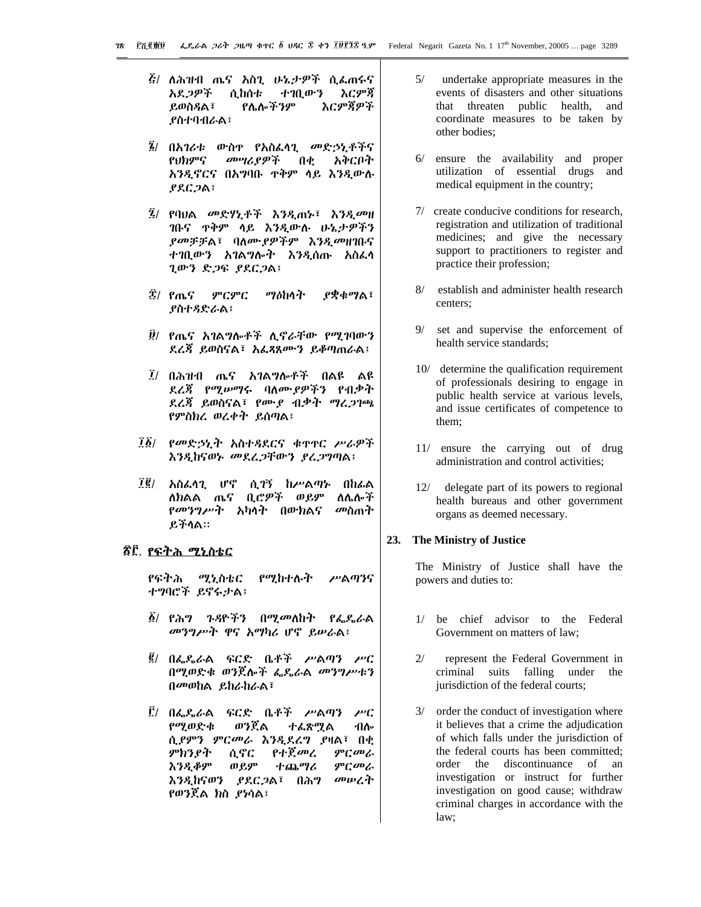፭/ ለሕዝብ ጤና አስጊ ሁኔታዎች ሲፈጠሩና አደጋዎች ሲከሰቱ ተገቢውን እርምጃ ይወስዳል፣ የሌሎችንም እርምጃዎች ያስተባብራል፣

፮/ በአገሪቱ ውስጥ የአስፈላጊ መድኃኒቶችና የህክምና መሣሪያዎች በቂ አቅርቦት እንዲኖርና በአግባቡ ጥቅም ላይ እንዲውሉ ያደርጋል፣

፯/ የባህል መድሃኒቶች እንዲጠኑ፣ እንዲመዘገቡና ጥቅም ላይ እንዲውሉ ሁኔታዎችን ያመቻቻል፣ ባለሙያዎችም እንዲመዘገቡና ተገቢውን አገልግሎት እንዲሰጡ አስፈላጊውን ድጋፍ ያደርጋል፣

፰/ የጤና ምርምር ማዕከላት ያቋቁማል፣ ያስተዳድራል፣

፱/ የጤና አገልግሎቶች ሊኖራቸው የሚገባውን ደረጃ ይወስናል፣ አፈጻጸሙን ይቆጣጠራል፣

፲/ በሕዝብ ጤና አገልግሎቶች በልዩ ልዩ ደረጃ የሚሠማሩ ባለሙያዎችን የብቃት ደረጃ ይወስናል፣ የሙያ ብቃት ማረጋገጫ የምስክር ወረቀት ይሰጣል፣

፲፩/ የመድኃኒት አስተዳደርና ቁጥጥር ሥራዎች እንዲከናወኑ መደረጋቸውን ያረጋግጣል፣

፲፪/ አስፈላጊ ሆኖ ሲገኝ ከሥልጣኑ በከፊል ለክልል ጤና ቢሮዎች ወይም ለሌሎች የመንግሥት አካላት በውክልና መስጠት ይችላል።

## ፳፫. የፍትሕ ሚኒስቴር

የፍትሕ ሚኒስቴር የሚከተሉት ሥልጣንና ተግባሮች ይኖሩታል፣

፩/ የሕግ ጉዳዮችን በሚመለከት የፌዴራል መንግሥት ዋና አማካሪ ሆኖ ይሠራል፣

፪/ በፌዴራል ፍርድ ቤቶች ሥልጣን ሥር በሚወድቁ ወንጀሎች ፌዴራል መንግሥቱን በመወከል ይከራከራል፣

፫/ በፌዴራል ፍርድ ቤቶች ሥልጣን ሥር የሚወድቁ ወንጀል ተፈጽሟል ብሎ ሲያምን ምርመራ እንዲደረግ ያዛል፣ በቂ ምክንያት ሲኖር የተጀመረ ምርመራ እንዲቆም ወይም ተጨማሪ ምርመራ እንዲከናወን ያደርጋል፣ በሕግ መሠረት የወንጀል ክስ ያነሳል፣

5/ undertake appropriate measures in the events of disasters and other situations that threaten public health, and coordinate measures to be taken by other bodies;

6/ ensure the availability and proper utilization of essential drugs and medical equipment in the country;

7/ create conducive conditions for research, registration and utilization of traditional medicines; and give the necessary support to practitioners to register and practice their profession;

8/ establish and administer health research centers;

9/ set and supervise the enforcement of health service standards;

10/ determine the qualification requirement of professionals desiring to engage in public health service at various levels, and issue certificates of competence to them;

11/ ensure the carrying out of drug administration and control activities;

12/ delegate part of its powers to regional health bureaus and other government organs as deemed necessary.

## 23. The Ministry of Justice

The Ministry of Justice shall have the powers and duties to:

1/ be chief advisor to the Federal Government on matters of law;

2/ represent the Federal Government in criminal suits falling under the jurisdiction of the federal courts;

3/ order the conduct of investigation where it believes that a crime the adjudication of which falls under the jurisdiction of the federal courts has been committed; order the discontinuance of an investigation or instruct for further investigation on good cause; withdraw criminal charges in accordance with the law;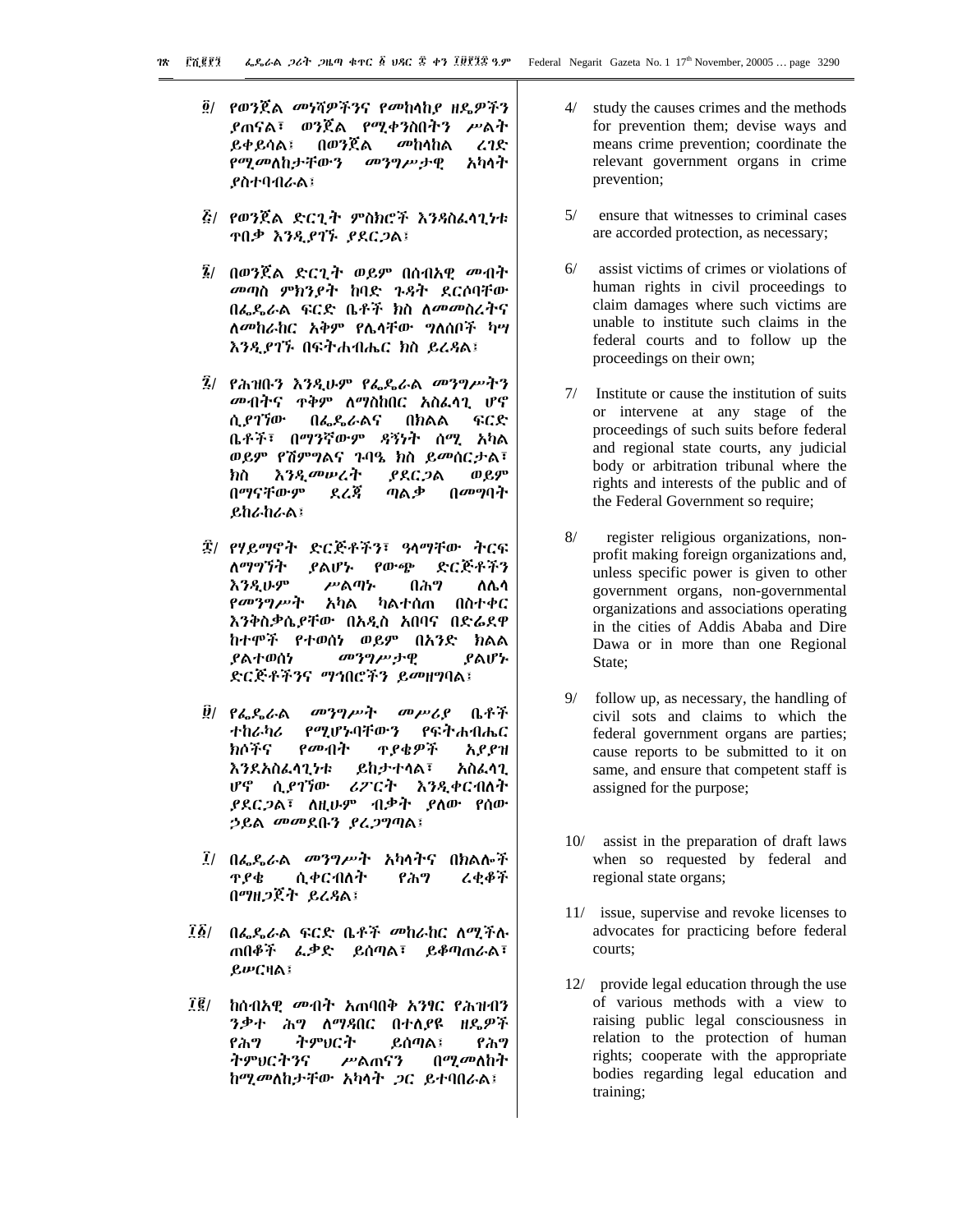፬/ የወንጀል መንሻዎችንና የመከላከያ ዘዴዎችን ያጠናል፣ ወንጀል የሚቀንስበትን ሥልት ይቀይሳል፣ በወንጀል መከላከል ረገድ የሚመለከታቸውን መንግሥታዊ አካላት ያስተባብራል፤

፭/ የወንጀል ድርጊት ምስክሮች እንዳስፈላጊነቱ ጥበቃ እንዲያገኙ ያደርጋል፤

፮/ በወንጀል ድርጊት ወይም በሰብአዊ መብት መጣስ ምክንያት ከባድ ጉዳት ደርሶባቸው በፌዴራል ፍርድ ቤቶች ክስ ለመመስረትና ለመከራከር አቅም የሌላቸው ግለሰቦች ካሣ እንዲያገኙ በፍትሐብሔር ክስ ይረዳል፤

፯/ የሕዝቡን እንዲሁም የፌዴራል መንግሥትን መብትና ጥቅም ለማስከበር አስፈላጊ ሆኖ ሲያገኘው በፌዴራልና በክልል ፍርድ ቤቶች፣ በማንኛውም ዳኝነት ሰሚ አካል ወይም የሽምግልና ጉባዔ ክስ ይመሰርታል፣ ክስ እንዲመሠረት ያደርጋል ወይም በማናቸውም ደረጃ ጣልቃ በመግባት ይከራከራል፤

፰/ የሃይማኖት ድርጅቶችን፣ ዓላማቸው ትርፍ ለማግኘት ያልሆኑ የውጭ ድርጅቶችን እንዲሁም ሥልጣኑ በሕግ ለሌላ የመንግሥት አካል ካልተሰጠ በስተቀር እንቅስቃሴያቸው በአዲስ አበባና በድሬደዋ ከተሞች የተወሰነ ወይም በአንድ ክልል ያልተወሰነ መንግሥታዊ ያልሆኑ ድርጅቶችንና ማኅበሮችን ይመዘግባል፤

፱/ የፌዴራል መንግሥት መሥሪያ ቤቶች ተከራካሪ የሚሆኑባቸውን የፍትሐብሔር ክሶችና የመብት ጥያቄዎች አያያዝ እንደአስፈላጊነቱ ይከታተላል፣ አስፈላጊ ሆኖ ሲያገኘው ሪፖርት እንዲቀርብለት ያደርጋል፣ ለዚሁም ብቃት ያለው የሰው ኃይል መመደቡን ያረጋግጣል፤

፲/ በፌዴራል መንግሥት አካላትና በክልሎች ጥያቄ ሲቀርብለት የሕግ ረቂቆች በማዘጋጀት ይረዳል፤

፲፩/ በፌዴራል ፍርድ ቤቶች መከራከር ለሚችሉ ጠበቆች ፈቃድ ይሰጣል፣ ይቆጣጠራል፣ ይሠርዛል፤

፲፪/ ከሰብአዊ መብት አጠባበቅ አንፃር የሕዝብን ንቃተ ሕግ ለማዳበር በተለያዩ ዘዴዎች የሕግ ትምህርት ይሰጣል፤ የሕግ ትምህርትንና ሥልጠናን በሚመለከት ከሚመለከታቸው አካላት ጋር ይተባበራል፤

4/ study the causes crimes and the methods for prevention them; devise ways and means crime prevention; coordinate the relevant government organs in crime prevention;

5/ ensure that witnesses to criminal cases are accorded protection, as necessary;

6/ assist victims of crimes or violations of human rights in civil proceedings to claim damages where such victims are unable to institute such claims in the federal courts and to follow up the proceedings on their own;

7/ Institute or cause the institution of suits or intervene at any stage of the proceedings of such suits before federal and regional state courts, any judicial body or arbitration tribunal where the rights and interests of the public and of the Federal Government so require;

8/ register religious organizations, non-profit making foreign organizations and, unless specific power is given to other government organs, non-governmental organizations and associations operating in the cities of Addis Ababa and Dire Dawa or in more than one Regional State;

9/ follow up, as necessary, the handling of civil sots and claims to which the federal government organs are parties; cause reports to be submitted to it on same, and ensure that competent staff is assigned for the purpose;

10/ assist in the preparation of draft laws when so requested by federal and regional state organs;

11/ issue, supervise and revoke licenses to advocates for practicing before federal courts;

12/ provide legal education through the use of various methods with a view to raising public legal consciousness in relation to the protection of human rights; cooperate with the appropriate bodies regarding legal education and training;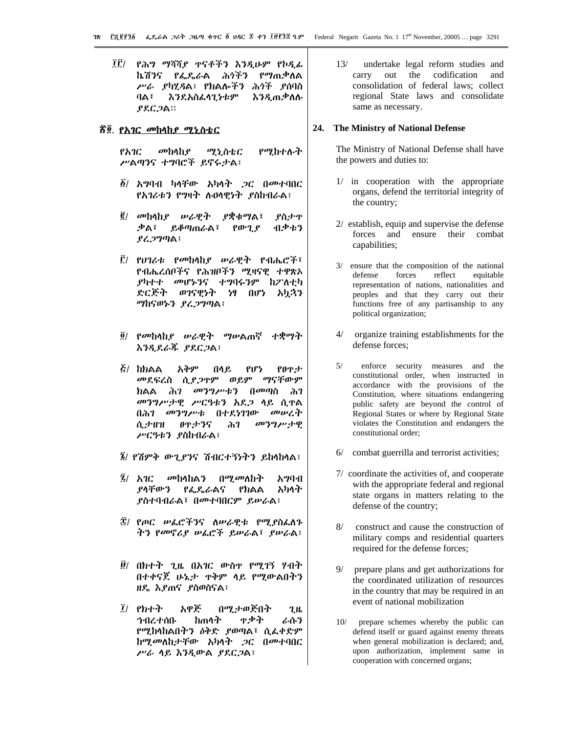፲፫/ የሕግ ማሻሻያ ጥናቶችን እንዲሁም የኮዲፊ ኬሽንና የፌዴራል ሕጎችን የማጠቃለል ሥራ ያካሂዳል፤ የክልሎችን ሕጎች ያሰባስ ባል፣ እንደአስፈላጊነቱም እንዲጠቃለሉ ያደርጋል።

## ፳፬. የአገር መከላከያ ሚኒስቴር

የአገር መከላከያ ሚኒስቴር የሚከተሉት ሥልጣንና ተግባሮች ይኖሩታል፤

፩/ አግባብ ካላቸው አካላት ጋር በመተባበር የአገሪቱን የግዛት ሉዐላዊነት ያስከብራል፤

፪/ መከላከያ ሠራዊት ያቋቁማል፣ ያስታጥቃል፣ ይቆጣጠራል፣ የውጊያ ብቃቱን ያረጋግጣል፤

፫/ የሀገሪቱ የመከላከያ ሠራዊት የብሔሮች፣ የብሔረሰቦችና የሕዝቦችን ሚዛናዊ ተዋጽኦ ያካተተ መሆኑንና ተግባሩንም ከፖለቲካ ድርጅት ወገናዊነት ነፃ በሆነ አኳኋን ማከናወኑን ያረጋግጣል፤

፬/ የመከላከያ ሠራዊት ማሠልጠኛ ተቋማት እንዲደራጁ ያደርጋል፤

፭/ ከክልል አቅም በላይ የሆነ የፀጥታ መደፍረስ ሲያጋጥም ወይም ማናቸውም ክልል ሕገ መንግሥቱን በመጣስ ሕገ መንግሥታዊ ሥርዓቱን አደጋ ላይ ሲጥል በሕገ መንግሥቱ በተደነገገው መሠረት ሲታዘዝ ፀጥታንና ሕገ መንግሥታዊ ሥርዓቱን ያስከብራል፤

፮/ የሽምቅ ውጊያንና ሽብርተኝነትን ይከላከላል፤

፯/ አገር መከላከልን በሚመለከት አግባብ ያላቸውን የፌዴራልና የክልል አካላት ያስተባብራል፣ በመተባበርም ይሠራል፤

፰/ የጦር ሠፈሮችንና ለሠራዊቱ የሚያስፈልጉ ትን የመኖሪያ ሠፈሮች ይሠራል፣ ያሠራል፤

፱/ በክተት ጊዜ በአገር ውስጥ የሚገኝ ሃብት በተቀናጀ ሁኔታ ጥቅም ላይ የሚውልበትን ዘዴ እያጠና ያስወስናል፤

፲/ የክተት አዋጅ በሚታወጅበት ጊዜ ኅብረተሰቡ ከጠላት ጥቃት ራሱን የሚከላከልበትን ዕቅድ ያወጣል፣ ሲፈቀድም ከሚመለከታቸው አካላት ጋር በመተባበር ሥራ ላይ እንዲውል ያደርጋል፤

13/ undertake legal reform studies and carry out the codification and consolidation of federal laws; collect regional State laws and consolidate same as necessary.

## 24. The Ministry of National Defense

The Ministry of National Defense shall have the powers and duties to:

1/ in cooperation with the appropriate organs, defend the territorial integrity of the country;

2/ establish, equip and supervise the defense forces and ensure their combat capabilities;

3/ ensure that the composition of the national defense forces reflect equitable representation of nations, nationalities and peoples and that they carry out their functions free of any partisanship to any political organization;

4/ organize training establishments for the defense forces;

5/ enforce security measures and the constitutional order, when instructed in accordance with the provisions of the Constitution, where situations endangering public safety are beyond the control of Regional States or where by Regional State violates the Constitution and endangers the constitutional order;

6/ combat guerrilla and terrorist activities;

7/ coordinate the activities of, and cooperate with the appropriate federal and regional state organs in matters relating to the defense of the country;

8/ construct and cause the construction of military comps and residential quarters required for the defense forces;

9/ prepare plans and get authorizations for the coordinated utilization of resources in the country that may be required in an event of national mobilization

10/ prepare schemes whereby the public can defend itself or guard against enemy threats when general mobilization is declared; and, upon authorization, implement same in cooperation with concerned organs;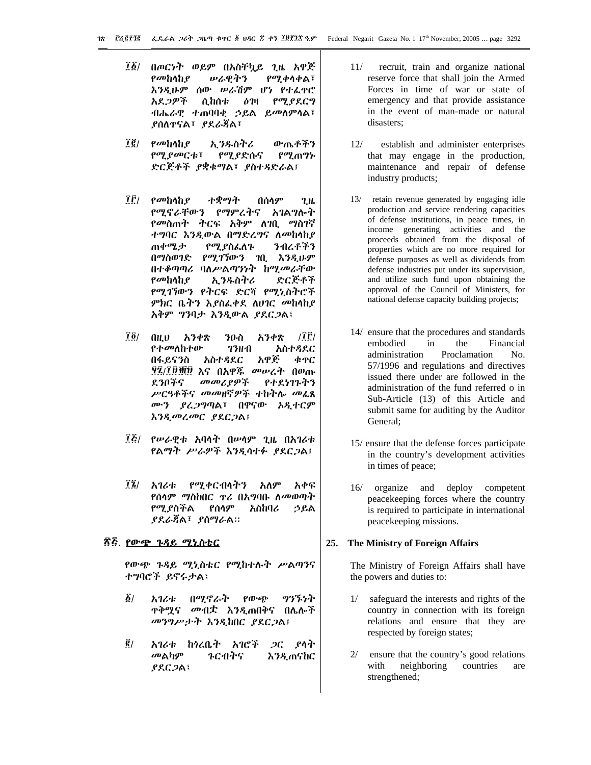፲፩/ በጦርነት ወይም በአስቸኳይ ጊዜ አዋጅ የመከላከያ ሠራዊትን የሚቀላቀል፣ እንዲሁም ሰው ሠራሽም ሆነ የተፈጥሮ አደጋዎች ሲከሰቱ ዕገዛ የሚያደርግ ብሔራዊ ተጠባባቂ ኃይል ይመለምላል፣ ያሰለጥናል፣ ያደራጃል፣

፲፪/ የመከላከያ ኢንዱስትሪ ውጤቶችን የሚያመርቱ፣ የሚያድሱና የሚጠግኑ ድርጅቶች ያቋቁማል፣ ያስተዳድራል፤

፲፫/ የመከላከያ ተቋማት በሰላም ጊዜ የሚኖራቸውን የማምረትና አገልግሎት የመስጠት ትርፍ አቅም ለገቢ ማስገኛ ተግባር እንዲውል በማድረግና ለመከላከያ ጠቀሜታ የማያስፈልጉ ንብረቶችን በማስወገድ የሚገኘውን ገቢ እንዲሁም በተቆጣጣሪ ባለሥልጣንነት ከሚመሩት የመከላከያ ኢንዱስትሪ ድርጅቶች የሚገኘውን የትርፍ ድርሻ የሚኒስትሮች ምክር ቤትን እያስፈቀደ ለሀገር መከላከያ አቅም ግንባታ እንዲውል ያደርጋል፤

፲፬/ በዚህ አንቀጽ ንዑስ አንቀጽ /፲፫/ የተመለከተው ገንዘብ አስተዳደር በፋይናንስ አስተዳደር አዋጅ ቁጥር ፶፯/፲፱፻፹፱ እና በአዋጁ መሠረት በወጡ ደንቦችና መመሪያዎች የተደነገጉትን ሥርዓቶችና መመዘኛዎች ተከትሎ መፈጸሙን ያረጋግጣል፣ በዋናው ኦዲተርም እንዲመረመር ያደርጋል፤

፲፭/ የሠራዊቱ አባላት በሠላም ጊዜ በአገሪቱ የልማት ሥራዎች እንዲሳተፉ ያደርጋል፤

፲፮/ አገሪቱ የሚቀርብላትን አለም አቀፍ የሰላም ማስከበር ጥሪ በአግባቡ ለመወጣት የሚያስችል የሰላም አስከባሪ ኃይል ያደራጃል፣ ያሰማራል።

## ፳፭. የውጭ ጉዳይ ሚኒስቴር

የውጭ ጉዳይ ሚኒስቴር የሚከተሉት ሥልጣንና ተግባሮች ይኖሩታል፤

፩/ አገሪቱ በሚኖራት የውጭ ግንኙነት ጥቅሟና መብቷ እንዲጠበቅና በሌሎች መንግሥታት እንዲከበር ያደርጋል፤

፪/ አገሪቱ ከጎረቤት አገሮች ጋር ያላት መልካም ጉርብትና እንዲጠናከር ያደርጋል፤

11/ recruit, train and organize national reserve force that shall join the Armed Forces in time of war or state of emergency and that provide assistance in the event of man-made or natural disasters;

12/ establish and administer enterprises that may engage in the production, maintenance and repair of defense industry products;

13/ retain revenue generated by engaging idle production and service rendering capacities of defense institutions, in peace times, in income generating activities and the proceeds obtained from the disposal of properties which are no more required for defense purposes as well as dividends from defense industries put under its supervision, and utilize such fund upon obtaining the approval of the Council of Ministers, for national defense capacity building projects;

14/ ensure that the procedures and standards embodied in the Financial administration Proclamation No. 57/1996 and regulations and directives issued there under are followed in the administration of the fund referred o in Sub-Article (13) of this Article and submit same for auditing by the Auditor General;

15/ ensure that the defense forces participate in the country's development activities in times of peace;

16/ organize and deploy competent peacekeeping forces where the country is required to participate in international peacekeeping missions.

## 25. The Ministry of Foreign Affairs

The Ministry of Foreign Affairs shall have the powers and duties to:

1/ safeguard the interests and rights of the country in connection with its foreign relations and ensure that they are respected by foreign states;

2/ ensure that the country's good relations with neighboring countries are strengthened;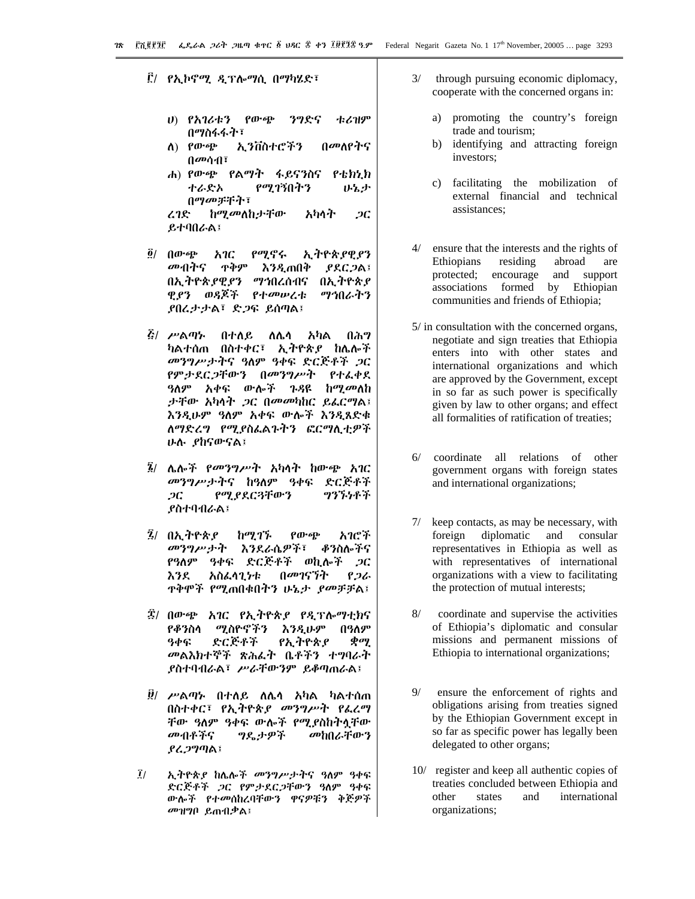፫/ የኢኮኖሚ ዲፕሎማሲ በማካሄድ፣

ሀ) የአገሪቱን የውጭ ንግድና ቱሪዝም በማስፋፋት፣

ለ) የውጭ ኢንቨስተሮችን በመለየትና በመሳብ፣

ሐ) የውጭ የልማት ፋይናንስና የቴክኒክ ተራድኦ የሚገኝበትን ሁኔታ በማመቻቸት፣

ረገድ ከሚመለከታቸው አካላት ጋር ይተባበራል፤

፬/ በውጭ አገር የሚኖሩ ኢትዮጵያዊያን መብትና ጥቅም እንዲጠበቅ ያደርጋል፤ በኢትዮጵያዊያን ማኅበረሰብና በኢትዮጵያ ዊያን ወዳጆች የተመሠረቱ ማኅበራትን ያበረታታል፣ ድጋፍ ይሰጣል፤

፭/ ሥልጣኑ በተለይ ለሌላ አካል በሕግ ካልተሰጠ በስተቀር፣ ኢትዮጵያ ከሌሎች መንግሥታትና ዓለም ዓቀፍ ድርጅቶች ጋር የምታደርጋቸውን በመንግሥት የተፈቀደ ዓለም አቀፍ ውሎች ጉዳዩ ከሚመለከ ታቸው አካላት ጋር በመመካከር ይፈርማል፤ እንዲሁም ዓለም አቀፍ ውሎች እንዲጸድቁ ለማድረግ የሚያስፈልጉትን ፎርማሊቲዎች ሁሉ ያከናውናል፤

፮/ ሌሎች የመንግሥት አካላት ከውጭ አገር መንግሥታትና ከዓለም ዓቀፍ ድርጅቶች ጋር የሚያደርጓቸውን ግንኙነቶች ያስተባብራል፤

፯/ በኢትዮጵያ ከሚገኙ የውጭ አገሮች መንግሥታት እንደራሴዎች፣ ቆንስሎችና የዓለም ዓቀፍ ድርጅቶች ወኪሎች ጋር እንደ አስፈላጊነቱ በመገናኘት የጋራ ጥቅሞች የሚጠበቁበትን ሁኔታ ያመቻቻል፤

፰/ በውጭ አገር የኢትዮጵያ የዲፕሎማቲክና የቆንስላ ሚስዮኖችን እንዲሁም በዓለም ዓቀፍ ድርጅቶች የኢትዮጵያ ቋሚ መልእክተኞች ጽሕፈት ቤቶችን ተግባራት ያስተባብራል፣ ሥራቸውንም ይቆጣጠራል፤

፱/ ሥልጣኑ በተለይ ለሌላ አካል ካልተሰጠ በስተቀር፣ የኢትዮጵያ መንግሥት የፈረማ ቸው ዓለም ዓቀፍ ውሎች የሚያስከትሏቸው መብቶችና ግዴታዎች መከበራቸውን ያረጋግጣል፤

፲/ ኢትዮጵያ ከሌሎች መንግሥታትና ዓለም ዓቀፍ ድርጅቶች ጋር የምታደርጋቸውን ዓለም ዓቀፍ ውሎች የተመሰከረባቸውን ዋናዎቹን ቅጅዎች መዝግቦ ይጠብቃል፤

3/ through pursuing economic diplomacy, cooperate with the concerned organs in:

a) promoting the country's foreign trade and tourism;

b) identifying and attracting foreign investors;

c) facilitating the mobilization of external financial and technical assistances;

4/ ensure that the interests and the rights of Ethiopians residing abroad are protected; encourage and support associations formed by Ethiopian communities and friends of Ethiopia;

5/ in consultation with the concerned organs, negotiate and sign treaties that Ethiopia enters into with other states and international organizations and which are approved by the Government, except in so far as such power is specifically given by law to other organs; and effect all formalities of ratification of treaties;

6/ coordinate all relations of other government organs with foreign states and international organizations;

7/ keep contacts, as may be necessary, with foreign diplomatic and consular representatives in Ethiopia as well as with representatives of international organizations with a view to facilitating the protection of mutual interests;

8/ coordinate and supervise the activities of Ethiopia's diplomatic and consular missions and permanent missions of Ethiopia to international organizations;

9/ ensure the enforcement of rights and obligations arising from treaties signed by the Ethiopian Government except in so far as specific power has legally been delegated to other organs;

10/ register and keep all authentic copies of treaties concluded between Ethiopia and other states and international organizations;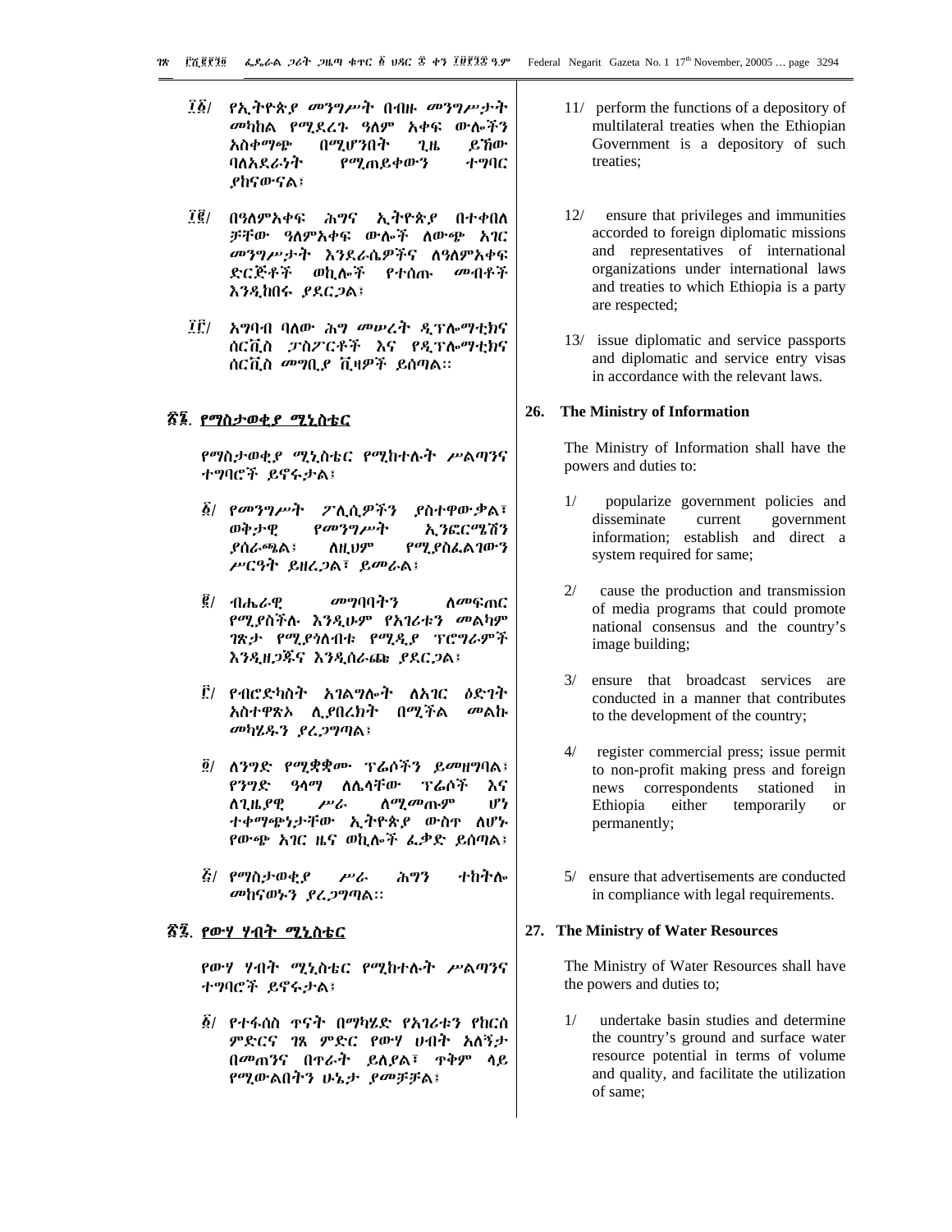፲፩/ የኢትዮጵያ መንግሥት በብዙ መንግሥታት መካከል የሚደረጉ ዓለም አቀፍ ውሎችን አስቀማጭ በሚሆንበት ጊዜ ይኸው ባለአደራነት የሚጠይቀውን ተግባር ያከናውናል፤

፲፪/ በዓለምአቀፍ ሕግና ኢትዮጵያ በተቀበለ ቻቸው ዓለምአቀፍ ውሎች ለውጭ አገር መንግሥታት እንደራሴዎችና ለዓለምአቀፍ ድርጅቶች ወኪሎች የተሰጡ መብቶች እንዲከበሩ ያደርጋል፤

፲፫/ አግባብ ባለው ሕግ መሠረት ዲፕሎማቲክና ሰርቪስ ፓስፖርቶች እና የዲፕሎማቲክና ሰርቪስ መግቢያ ቪዛዎች ይሰጣል።

## ፳፮. የማስታወቂያ ሚኒስቴር

የማስታወቂያ ሚኒስቴር የሚከተሉት ሥልጣንና ተግባሮች ይኖሩታል፤

፩/ የመንግሥት ፖሊሲዎችን ያስተዋውቃል፣ ወቅታዊ የመንግሥት ኢንፎርሜሽን ያሰራጫል፤ ለዚህም የሚያስፈልገውን ሥርዓት ይዘረጋል፣ ይመራል፤

፪/ ብሔራዊ መግባባትን ለመፍጠር የሚያስችሉ እንዲሁም የአገሪቱን መልካም ገጽታ የሚያጎለብቱ የሚዲያ ፕሮግራሞች እንዲዘጋጁና እንዲሰራጩ ያደርጋል፤

፫/ የብሮድካስት አገልግሎት ለአገር ዕድገት አስተዋጽኦ ሊያበረክት በሚችል መልኩ መካሄዱን ያረጋግጣል፤

፬/ ለንግድ የሚቋቋሙ ፕሬሶችን ይመዘግባል፤ የንግድ ዓላማ ለሌላቸው ፕሬሶች እና ለጊዜያዊ ሥራ ለሚመጡም ሆነ ተቀማጭነታቸው ኢትዮጵያ ውስጥ ለሆኑ የውጭ አገር ዜና ወኪሎች ፈቃድ ይሰጣል፤

፭/ የማስታወቂያ ሥራ ሕግን ተከትሎ መከናወኑን ያረጋግጣል።

## ፳፯. የውሃ ሃብት ሚኒስቴር

የውሃ ሃብት ሚኒስቴር የሚከተሉት ሥልጣንና ተግባሮች ይኖሩታል፤

፩/ የተፋሰስ ጥናት በማካሄድ የአገሪቱን የከርሰ ምድርና ገጸ ምድር የውሃ ሀብት አለኝታ በመጠንና በጥራት ይለያል፣ ጥቅም ላይ የሚውልበትን ሁኔታ ያመቻቻል፤

11/ perform the functions of a depository of multilateral treaties when the Ethiopian Government is a depository of such treaties;

12/ ensure that privileges and immunities accorded to foreign diplomatic missions and representatives of international organizations under international laws and treaties to which Ethiopia is a party are respected;

13/ issue diplomatic and service passports and diplomatic and service entry visas in accordance with the relevant laws.

## 26. The Ministry of Information

The Ministry of Information shall have the powers and duties to:

1/ popularize government policies and disseminate current government information; establish and direct a system required for same;

2/ cause the production and transmission of media programs that could promote national consensus and the country's image building;

3/ ensure that broadcast services are conducted in a manner that contributes to the development of the country;

4/ register commercial press; issue permit to non-profit making press and foreign news correspondents stationed in Ethiopia either temporarily or permanently;

5/ ensure that advertisements are conducted in compliance with legal requirements.

## 27. The Ministry of Water Resources

The Ministry of Water Resources shall have the powers and duties to;

1/ undertake basin studies and determine the country's ground and surface water resource potential in terms of volume and quality, and facilitate the utilization of same;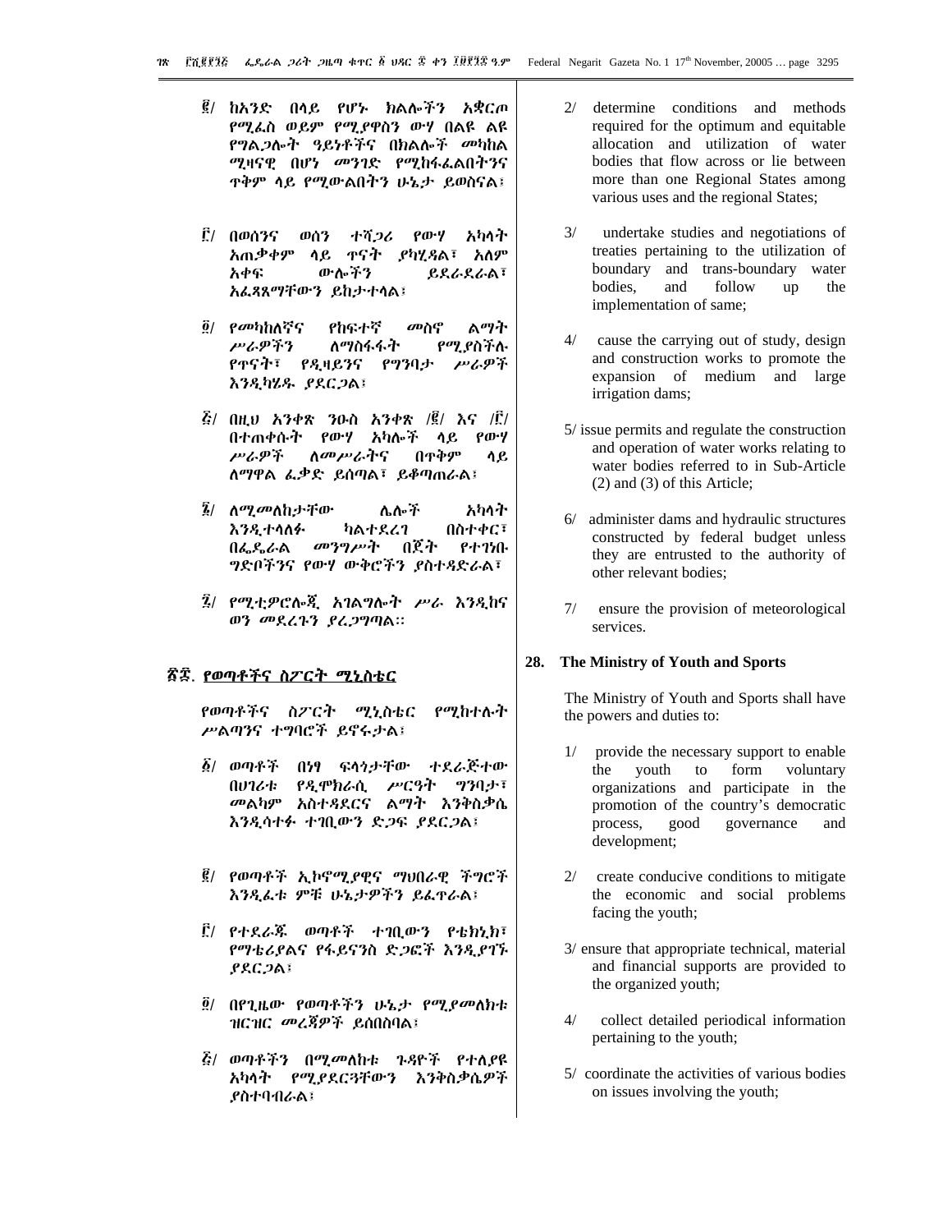፪/ ከአንድ በላይ የሆኑ ክልሎችን አቋርጦ የሚፈስ ወይም የሚያዋስን ውሃ በልዩ ልዩ የግልጋሎት ዓይነቶችና በክልሎች መካከል ሚዛናዊ በሆነ መንገድ የሚከፋፈልበትንና ጥቅም ላይ የሚውልበትን ሁኔታ ይወስናል፤

፫/ በወሰንና ወሰን ተሻጋሪ የውሃ አካላት አጠቃቀም ላይ ጥናት ያካሂዳል፣ አለም አቀፍ ውሎችን ይደራደራል፣ አፈጻጸማቸውን ይከታተላል፤

፬/ የመካከለኛና የከፍተኛ መስኖ ልማት ሥራዎችን ለማስፋፋት የሚያስችሉ የጥናት፣ የዲዛይንና የግንባታ ሥራዎች እንዲካሄዱ ያደርጋል፤

፭/ በዚህ አንቀጽ ንዑስ አንቀጽ /፪/ እና /፫/ በተጠቀሱት የውሃ አካሎች ላይ የውሃ ሥራዎች ለመሥራትና በጥቅም ላይ ለማዋል ፈቃድ ይሰጣል፣ ይቆጣጠራል፤

፮/ ለሚመለከታቸው ሌሎች አካላት እንዲተላለፉ ካልተደረገ በስተቀር፣ በፌዴራል መንግሥት በጀት የተገነቡ ግድቦችንና የውሃ ውቅሮችን ያስተዳድራል፣

፯/ የሚቲዎሮሎጂ አገልግሎት ሥራ እንዲከና ወን መደረጉን ያረጋግጣል።

2/ determine conditions and methods required for the optimum and equitable allocation and utilization of water bodies that flow across or lie between more than one Regional States among various uses and the regional States;

3/ undertake studies and negotiations of treaties pertaining to the utilization of boundary and trans-boundary water bodies, and follow up the implementation of same;

4/ cause the carrying out of study, design and construction works to promote the expansion of medium and large irrigation dams;

5/ issue permits and regulate the construction and operation of water works relating to water bodies referred to in Sub-Article (2) and (3) of this Article;

6/ administer dams and hydraulic structures constructed by federal budget unless they are entrusted to the authority of other relevant bodies;

7/ ensure the provision of meteorological services.

## ፳፰. የወጣቶችና ስፖርት ሚኒስቴር

የወጣቶችና ስፖርት ሚኒስቴር የሚከተሉት ሥልጣንና ተግባሮች ይኖሩታል፤

፩/ ወጣቶች በነፃ ፍላጎታቸው ተደራጅተው በሀገሪቱ የዲሞክራሲ ሥርዓት ግንባታ፣ መልካም አስተዳደርና ልማት እንቅስቃሴ እንዲሳተፉ ተገቢውን ድጋፍ ያደርጋል፤

፪/ የወጣቶች ኢኮኖሚያዊና ማህበራዊ ችግሮች እንዲፈቱ ምቹ ሁኔታዎችን ይፈጥራል፤

፫/ የተደራጁ ወጣቶች ተገቢውን የቴክኒክ፣ የማቴሪያልና የፋይናንስ ድጋፎች እንዲያገኙ ያደርጋል፤

፬/ በየጊዜው የወጣቶችን ሁኔታ የሚያመለክቱ ዝርዝር መረጃዎች ይሰበስባል፤

፭/ ወጣቶችን በሚመለከቱ ጉዳዮች የተለያዩ አካላት የሚያደርጓቸውን እንቅስቃሴዎች ያስተባብራል፤

## 28. The Ministry of Youth and Sports

The Ministry of Youth and Sports shall have the powers and duties to:

1/ provide the necessary support to enable the youth to form voluntary organizations and participate in the promotion of the country's democratic process, good governance and development;

2/ create conducive conditions to mitigate the economic and social problems facing the youth;

3/ ensure that appropriate technical, material and financial supports are provided to the organized youth;

4/ collect detailed periodical information pertaining to the youth;

5/ coordinate the activities of various bodies on issues involving the youth;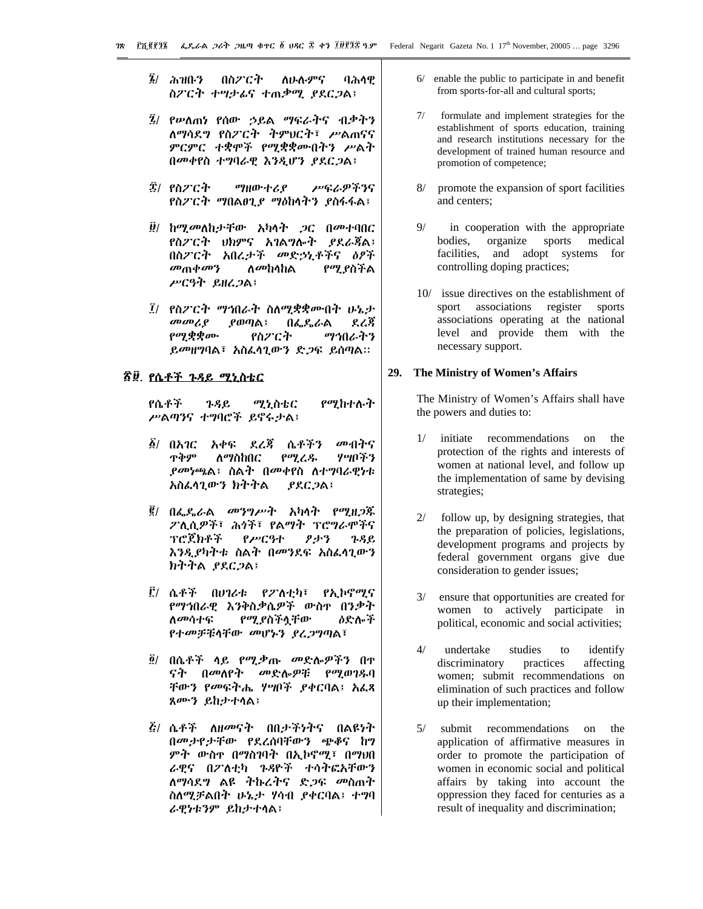፮/ ሕዝቡን በስፖርት ለሁሉምና ባሕላዊ ስፖርት ተሣታፊና ተጠቃሚ ያደርጋል፣

፯/ የሠለጠነ የሰው ኃይል ማፍራትና ብቃትን ለማሳደግ የስፖርት ትምህርት፣ ሥልጠናና ምርምር ተቋሞች የሚቋቋሙበትን ሥልት በመቀየስ ተግባራዊ እንዲሆን ያደርጋል፣

፰/ የስፖርት ማዘውተሪያ ሥፍራዎችንና የስፖርት ማበልፀጊያ ማዕከላትን ያስፋፋል፣

፱/ ከሚመለከታቸው አካላት ጋር በመተባበር የስፖርት ህክምና አገልግሎት ያደራጃል፣ በስፖርት አበረታች መድኃኒቶችና ዕፆች መጠቀመን ለመከላከል የሚያስችል ሥርዓት ይዘረጋል፣

፲/ የስፖርት ማኅበራት ስለሚቋቋሙበት ሁኔታ መመሪያ ያወጣል፣ በፌዴራል ደረጃ የሚቋቋሙ የስፖርት ማኅበራትን ይመዘግባል፣ አስፈላጊውን ድጋፍ ይሰጣል፡፡

## ፳፱. የሴቶች ጉዳይ ሚኒስቴር

የሴቶች ጉዳይ ሚኒስቴር የሚከተሉት ሥልጣንና ተግባሮች ይኖሩታል፣

፩/ በአገር አቀፍ ደረጃ ሴቶችን መብትና ጥቅም ለማስከበር የሚረዱ ሃሣቦችን ያመነጫል፣ ስልት በመቀየስ ለተግባራዊነቱ አስፈላጊውን ክትትል ያደርጋል፣

፪/ በፌዴራል መንግሥት አካላት የሚዘጋጁ ፖሊሲዎች፣ ሕጎች፣ የልማት ፕሮግራሞችና ፕሮጀክቶች የሥርዓተ ፆታን ጉዳይ እንዲያካትቱ ስልት በመንደፍ አስፈላጊውን ክትትል ያደርጋል፣

፫/ ሴቶች በሀገሪቱ የፖለቲካ፣ የኢኮኖሚና የማኅበራዊ እንቅስቃሴዎች ውስጥ በንቃት ለመሳተፍ የሚያስችሏቸው ዕድሎች የተመቻቹላቸው መሆኑን ያረጋግጣል፣

፬/ በሴቶች ላይ የሚቃጡ መድሎዎችን በጥናት በመለየት መድሎዎቹ የሚወገዱባቸውን የመፍትሔ ሃሣቦች ያቀርባል፣ አፈጻጸሙን ይከታተላል፣

፭/ ሴቶች ለዘመናት በበታችነትና በልዩነት በመታየታቸው የደረሰባቸውን ጭቆና ከግምት ውስጥ በማስገባት በኢኮኖሚ፣ በማህበራዊና በፖለቲካ ጉዳዮች ተሳትፎአቸውን ለማሳደግ ልዩ ትኩረትና ድጋፍ መስጠት ስለሚቻልበት ሁኔታ ሃሳብ ያቀርባል፣ ተግባራዊነቱንም ይከታተላል፣

6/ enable the public to participate in and benefit from sports-for-all and cultural sports;

7/ formulate and implement strategies for the establishment of sports education, training and research institutions necessary for the development of trained human resource and promotion of competence;

8/ promote the expansion of sport facilities and centers;

9/ in cooperation with the appropriate bodies, organize sports medical facilities, and adopt systems for controlling doping practices;

10/ issue directives on the establishment of sport associations register sports associations operating at the national level and provide them with the necessary support.

## 29. The Ministry of Women's Affairs

The Ministry of Women's Affairs shall have the powers and duties to:

1/ initiate recommendations on the protection of the rights and interests of women at national level, and follow up the implementation of same by devising strategies;

2/ follow up, by designing strategies, that the preparation of policies, legislations, development programs and projects by federal government organs give due consideration to gender issues;

3/ ensure that opportunities are created for women to actively participate in political, economic and social activities;

4/ undertake studies to identify discriminatory practices affecting women; submit recommendations on elimination of such practices and follow up their implementation;

5/ submit recommendations on the application of affirmative measures in order to promote the participation of women in economic social and political affairs by taking into account the oppression they faced for centuries as a result of inequality and discrimination;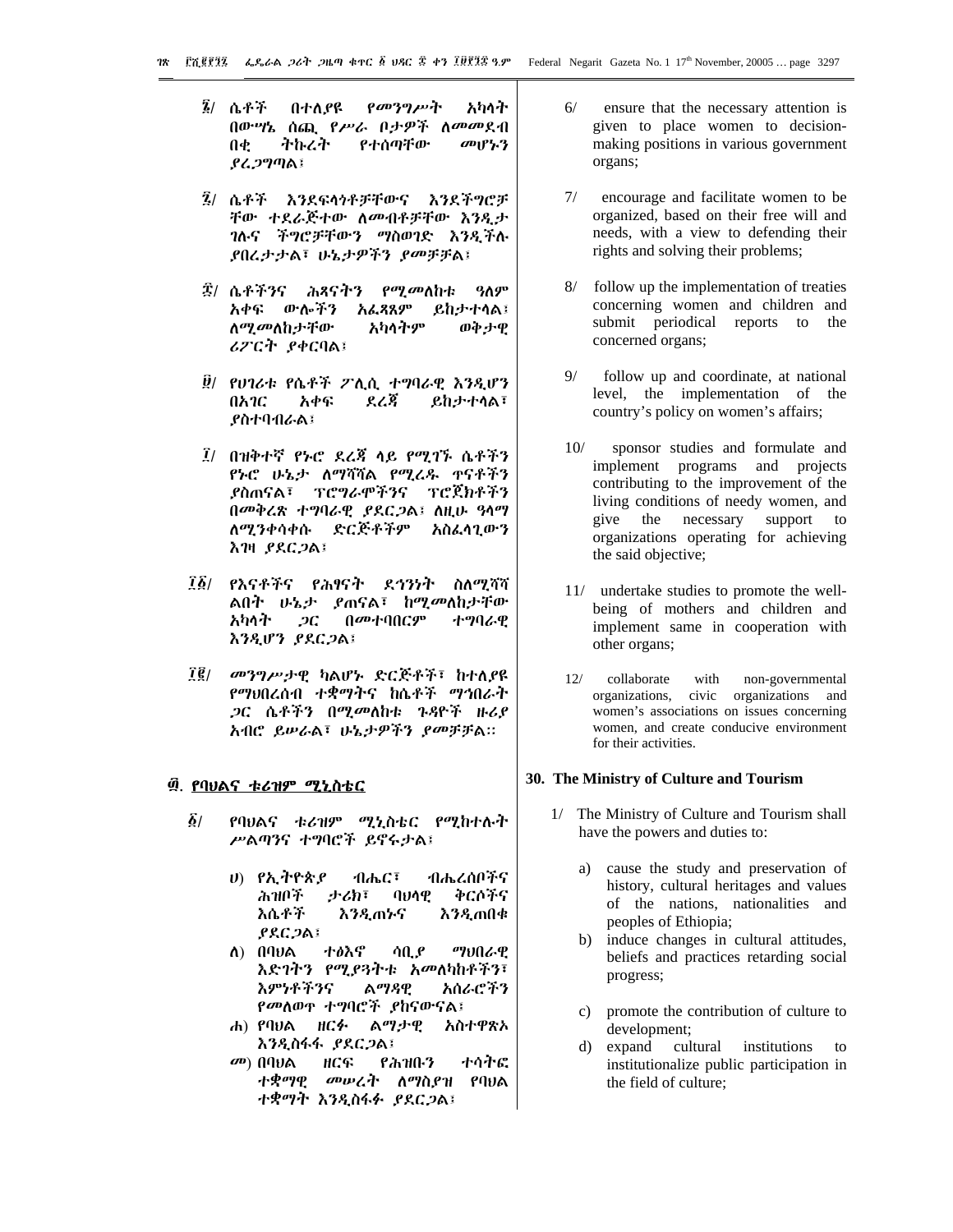፮/ ሴቶች በተለያዩ የመንግሥት አካላት በውሣኔ ሰጪ የሥራ ቦታዎች ለመመደብ በቂ ትኩረት የተሰጣቸው መሆኑን ያረጋግጣል፤

፯/ ሴቶች እንደፍላጎቶቻቸውና እንደችግሮቻቸው ተደራጅተው ለመብቶቻቸው እንዲታገሉና ችግሮቻቸውን ማስወገድ እንዲችሉ ያበረታታል፣ ሁኔታዎችን ያመቻቻል፤

፰/ ሴቶችንና ሕጻናትን የሚመለከቱ ዓለም አቀፍ ውሎችን አፈጻጸም ይከታተላል፤ ለሚመለከታቸው አካላትም ወቅታዊ ሪፖርት ያቀርባል፤

፱/ የሀገሪቱ የሴቶች ፖሊሲ ተግባራዊ እንዲሆን በአገር አቀፍ ደረጃ ይከታተላል፣ ያስተባብራል፤

፲/ በዝቅተኛ የኑሮ ደረጃ ላይ የሚገኙ ሴቶችን የኑሮ ሁኔታ ለማሻሻል የሚረዱ ጥናቶችን ያስጠናል፣ ፕሮግራሞችንና ፕሮጀክቶችን በመቅረጽ ተግባራዊ ያደርጋል፤ ለዚሁ ዓላማ ለሚንቀሳቀሱ ድርጅቶችም አስፈላጊውን እገዛ ያደርጋል፤

፲፩/ የእናቶችና የሕፃናት ደኅንነት ስለሚሻሻልበት ሁኔታ ያጠናል፣ ከሚመለከታቸው አካላት ጋር በመተባበርም ተግባራዊ እንዲሆን ያደርጋል፤

፲፪/ መንግሥታዊ ካልሆኑ ድርጅቶች፣ ከተለያዩ የማህበረሰብ ተቋማትና ከሴቶች ማኅበራት ጋር ሴቶችን በሚመለከቱ ጉዳዮች ዙሪያ አብሮ ይሠራል፣ ሁኔታዎችን ያመቻቻል።

## ፴. የባህልና ቱሪዝም ሚኒስቴር

፩/ የባህልና ቱሪዝም ሚኒስቴር የሚከተሉት ሥልጣንና ተግባሮች ይኖሩታል፤

ሀ) የኢትዮጵያ ብሔር፣ ብሔረሰቦችና ሕዝቦች ታሪክ፣ ባህላዊ ቅርሶችና እሴቶች እንዲጠኑና እንዲጠበቁ ያደርጋል፤

ለ) በባህል ተፅእኖ ሳቢያ ማህበራዊ እድገትን የሚያጓትቱ አመለካከቶችን፣ እምነቶችንና ልማዳዊ አሰራሮችን የመለወጥ ተግባሮች ያከናውናል፤

ሐ) የባህል ዘርፉ ልማታዊ አስተዋጽኦ እንዲስፋፋ ያደርጋል፤

መ) በባህል ዘርፍ የሕዝቡን ተሳትፎ ተቋማዊ መሠረት ለማስያዝ የባህል ተቋማት እንዲስፋፉ ያደርጋል፤

6/ ensure that the necessary attention is given to place women to decision-making positions in various government organs;

7/ encourage and facilitate women to be organized, based on their free will and needs, with a view to defending their rights and solving their problems;

8/ follow up the implementation of treaties concerning women and children and submit periodical reports to the concerned organs;

9/ follow up and coordinate, at national level, the implementation of the country's policy on women's affairs;

10/ sponsor studies and formulate and implement programs and projects contributing to the improvement of the living conditions of needy women, and give the necessary support to organizations operating for achieving the said objective;

11/ undertake studies to promote the well-being of mothers and children and implement same in cooperation with other organs;

12/ collaborate with non-governmental organizations, civic organizations and women's associations on issues concerning women, and create conducive environment for their activities.

## 30. The Ministry of Culture and Tourism

1/ The Ministry of Culture and Tourism shall have the powers and duties to:

a) cause the study and preservation of history, cultural heritages and values of the nations, nationalities and peoples of Ethiopia;

b) induce changes in cultural attitudes, beliefs and practices retarding social progress;

c) promote the contribution of culture to development;

d) expand cultural institutions to institutionalize public participation in the field of culture;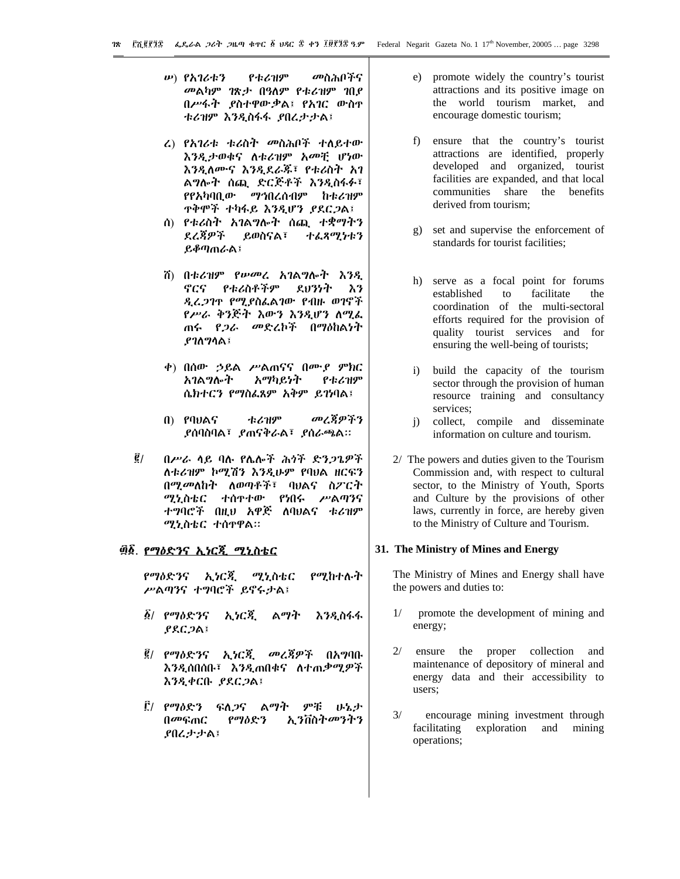ሠ) የአገሪቱን የቱሪዝም መስሕቦችና መልካም ገጽታ በዓለም የቱሪዝም ገበያ በሥፋት ያስተዋውቃል፣ የአገር ውስጥ ቱሪዝም እንዲስፋፋ ያበረታታል፣

ረ) የአገሪቱ ቱሪስት መስሕቦች ተለይተው እንዲታወቁና ለቱሪዝም አመቺ ሆነው እንዲለሙና እንዲደራጁ፣ የቱሪስት አገልግሎት ሰጪ ድርጅቶች እንዲስፋፉ፣ የየአካባቢው ማኅበረሰብም ከቱሪዝም ጥቅሞች ተካፋይ እንዲሆን ያደርጋል፣

ሰ) የቱሪስት አገልግሎት ሰጪ ተቋማትን ደረጃዎች ይወስናል፣ ተፈጻሚነቱን ይቆጣጠራል፣

ሸ) በቱሪዝም የሠመረ አገልግሎት እንዲኖርና የቱሪስቶችም ደህንነት እንዲረጋገጥ የሚያስፈልገው የብዙ ወገኖች የሥራ ቅንጅት እውን እንዲሆን ለሚፈጠሩ የጋራ መድረኮች በማዕከልነት ያገለግላል፣

ቀ) በሰው ኃይል ሥልጠናና በሙያ ምክር አገልግሎት አማካይነት የቱሪዝም ሴክተርን የማስፈጸም አቅም ይገነባል፣

በ) የባህልና ቱሪዝም መረጃዎችን ያሰባስባል፣ ያጠናቅራል፣ ያሰራጫል።

፪/ በሥራ ላይ ባሉ የሌሎች ሕጎች ድንጋጌዎች ለቱሪዝም ኮሚሽን እንዲሁም የባህል ዘርፍን በሚመለከት ለወጣቶች፣ ባህልና ስፖርት ሚኒስቴር ተሰጥተው የነበሩ ሥልጣንና ተግባሮች በዚህ አዋጅ ለባህልና ቱሪዝም ሚኒስቴር ተሰጥተዋል።

## ፴፩. የማዕድንና ኢነርጂ ሚኒስቴር

የማዕድንና ኢነርጂ ሚኒስቴር የሚከተሉት ሥልጣንና ተግባሮች ይኖሩታል፣

፩/ የማዕድንና ኢነርጂ ልማት እንዲስፋፋ ያደርጋል፣

፪/ የማዕድንና ኢነርጂ መረጃዎች በአግባቡ እንዲሰበሰቡ፣ እንዲጠበቁና ለተጠቃሚዎች እንዲቀርቡ ያደርጋል፣

፫/ የማዕድን ፍለጋና ልማት ምቹ ሁኔታ በመፍጠር የማዕድን ኢንቨስትመንትን ያበረታታል፣

e) promote widely the country's tourist attractions and its positive image on the world tourism market, and encourage domestic tourism;

f) ensure that the country's tourist attractions are identified, properly developed and organized, tourist facilities are expanded, and that local communities share the benefits derived from tourism;

g) set and supervise the enforcement of standards for tourist facilities;

h) serve as a focal point for forums established to facilitate the coordination of the multi-sectoral efforts required for the provision of quality tourist services and for ensuring the well-being of tourists;

i) build the capacity of the tourism sector through the provision of human resource training and consultancy services;

j) collect, compile and disseminate information on culture and tourism.

2/ The powers and duties given to the Tourism Commission and, with respect to cultural sector, to the Ministry of Youth, Sports and Culture by the provisions of other laws, currently in force, are hereby given to the Ministry of Culture and Tourism.

## 31. The Ministry of Mines and Energy

The Ministry of Mines and Energy shall have the powers and duties to:

1/ promote the development of mining and energy;

2/ ensure the proper collection and maintenance of depository of mineral and energy data and their accessibility to users;

3/ encourage mining investment through facilitating exploration and mining operations;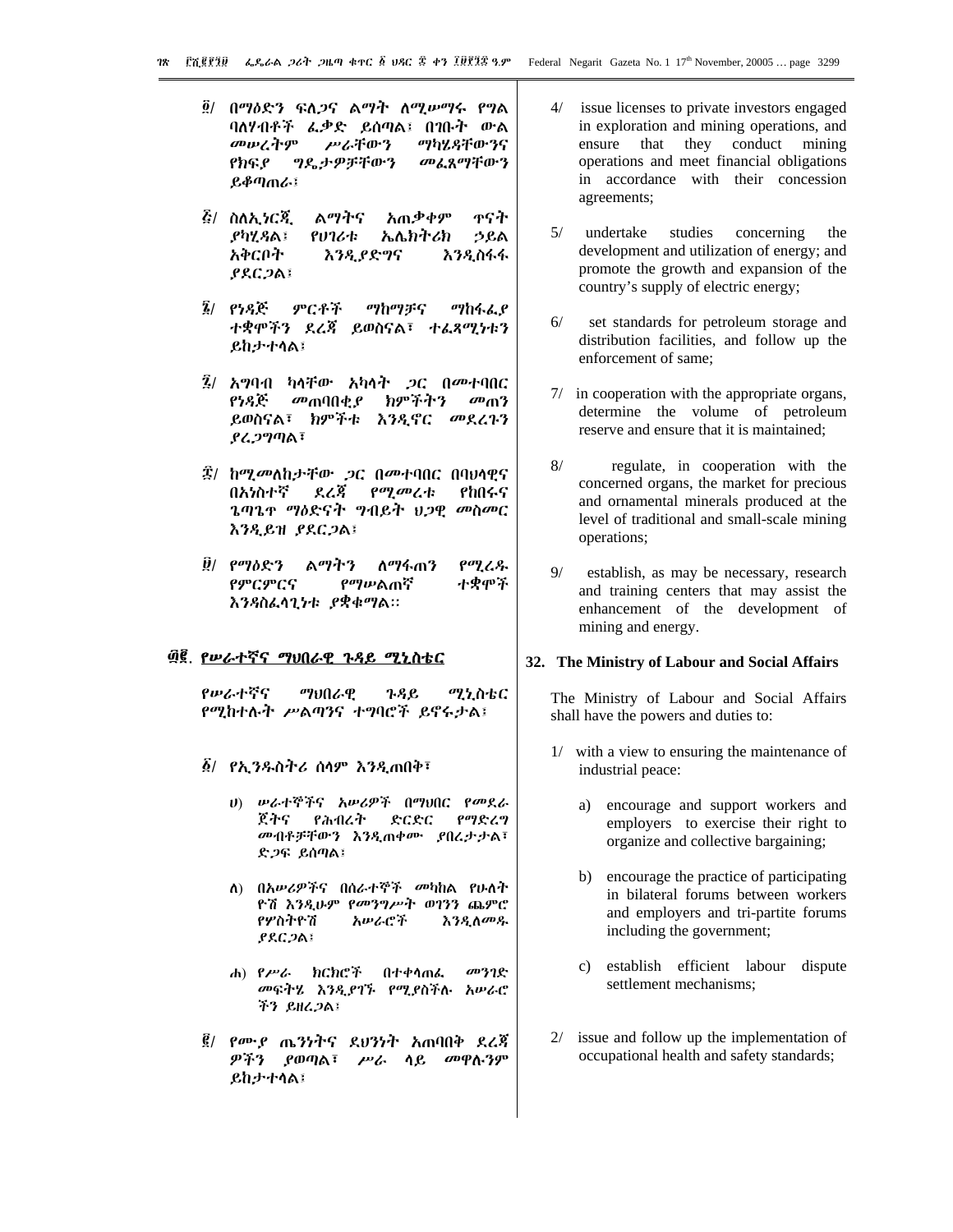፬/ በማዕድን ፍለጋና ልማት ለሚሠማሩ የግል ባለሃብቶች ፈቃድ ይሰጣል፤ በገቡት ውል መሠረትም ሥራቸውን ማካሄዳቸውንና የክፍያ ግዴታዎቻቸውን መፈጸማቸውን ይቆጣጠራ፤

፭/ ስለኢነርጂ ልማትና አጠቃቀም ጥናት ያካሂዳል፤ የሀገሪቱ ኤሌክትሪክ ኃይል አቅርቦት እንዲያድግና እንዲስፋፋ ያደርጋል፤

፮/ የነዳጅ ምርቶች ማከማቻና ማከፋፈያ ተቋሞችን ደረጃ ይወስናል፣ ተፈጻሚነቱን ይከታተላል፤

፯/ አግባብ ካላቸው አካላት ጋር በመተባበር የነዳጅ መጠባበቂያ ክምችትን መጠን ይወስናል፣ ክምችቱ እንዲኖር መደረጉን ያረጋግጣል፣

፰/ ከሚመለከታቸው ጋር በመተባበር በባህላዊና በአነስተኛ ደረጃ የሚመረቱ የከበሩና ጌጣጌጥ ማዕድናት ግብይት ህጋዊ መስመር እንዲይዝ ያደርጋል፤

፱/ የማዕድን ልማትን ለማፋጠን የሚረዱ የምርምርና የማሠልጠኛ ተቋሞች እንዳስፈላጊነቱ ያቋቁማል።

## ፴፪. የሠራተኛና ማህበራዊ ጉዳይ ሚኒስቴር

የሠራተኛና ማህበራዊ ጉዳይ ሚኒስቴር የሚከተሉት ሥልጣንና ተግባሮች ይኖሩታል፤

፩/ የኢንዱስትሪ ሰላም እንዲጠበቅ፣

ሀ) ሠራተኞችና አሠሪዎች በማህበር የመደራጀትና የሕብረት ድርድር የማድረግ መብቶቻቸውን እንዲጠቀሙ ያበረታታል፣ ድጋፍ ይሰጣል፤

ለ) በአሠሪዎችና በሰራተኞች መካከል የሁለትዮሽ እንዲሁም የመንግሥት ወገንን ጨምሮ የሦስትዮሽ አሠራሮች እንዲለመዱ ያደርጋል፤

ሐ) የሥራ ክርክሮች በተቀላጠፈ መንገድ መፍትሄ እንዲያገኙ የሚያስችሉ አሠራሮችን ይዘረጋል፤

፪/ የሙያ ጤንነትና ደህንነት አጠባበቅ ደረጃዎችን ያወጣል፣ ሥራ ላይ መዋሉንም ይከታተላል፤

4/ issue licenses to private investors engaged in exploration and mining operations, and ensure that they conduct mining operations and meet financial obligations in accordance with their concession agreements;

5/ undertake studies concerning the development and utilization of energy; and promote the growth and expansion of the country's supply of electric energy;

6/ set standards for petroleum storage and distribution facilities, and follow up the enforcement of same;

7/ in cooperation with the appropriate organs, determine the volume of petroleum reserve and ensure that it is maintained;

8/ regulate, in cooperation with the concerned organs, the market for precious and ornamental minerals produced at the level of traditional and small-scale mining operations;

9/ establish, as may be necessary, research and training centers that may assist the enhancement of the development of mining and energy.

## 32. The Ministry of Labour and Social Affairs

The Ministry of Labour and Social Affairs shall have the powers and duties to:

1/ with a view to ensuring the maintenance of industrial peace:

a) encourage and support workers and employers to exercise their right to organize and collective bargaining;

b) encourage the practice of participating in bilateral forums between workers and employers and tri-partite forums including the government;

c) establish efficient labour dispute settlement mechanisms;

2/ issue and follow up the implementation of occupational health and safety standards;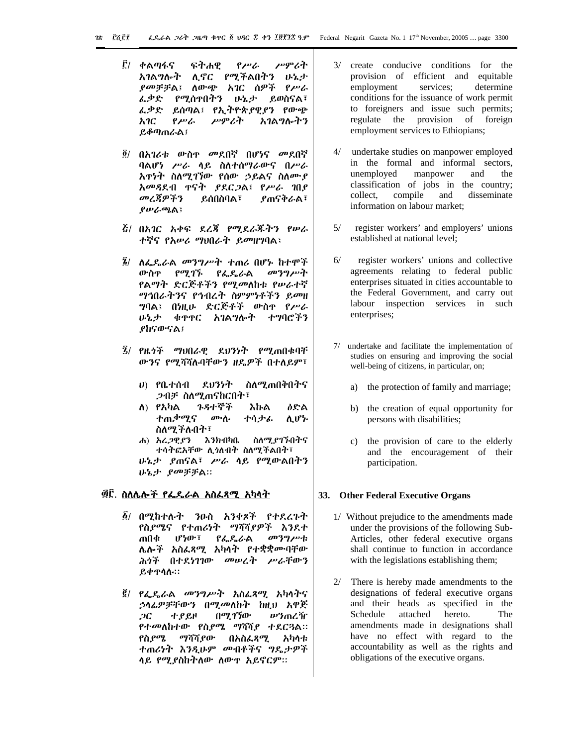፫/ ቀልጣፋና ፍትሐዊ የሥራ ሥምሪት አገልግሎት ሊኖር የሚችልበትን ሁኔታ ያመቻቻል፤ ለውጭ አገር ሰዎች የሥራ ፈቃድ የሚሰጥበትን ሁኔታ ይወስናል፣ ፈቃድ ይሰጣል፤ የኢትዮጵያዊያን የውጭ አገር የሥራ ሥምሪት አገልግሎትን ይቆጣጠራል፤

፬/ በአገሪቱ ውስጥ መደበኛ በሆነና መደበኛ ባልሆነ ሥራ ላይ ስለተሰማራውና በሥራ አጥነት ስለሚገኘው የሰው ኃይልና ስለሙያ አመዳደብ ጥናት ያደርጋል፤ የሥራ ገበያ መረጃዎችን ይሰበስባል፣ ያጠናቅራል፣ ያሠራጫል፤

፭/ በአገር አቀፍ ደረጃ የሚደራጁትን የሠራ ተኛና የአሠሪ ማህበራት ይመዘግባል፤

፮/ ለፌዴራል መንግሥት ተጠሪ በሆኑ ከተሞች ውስጥ የሚገኙ የፌዴራል መንግሥት የልማት ድርጅቶችን የሚመለከቱ የሠራተኛ ማኅበራትንና የኅብረት ስምምነቶችን ይመዘ ግባል፤ በነዚሁ ድርጅቶች ውስጥ የሥራ ሁኔታ ቁጥጥር አገልግሎት ተግባሮችን ያከናውናል፤

፯/ የዜጎች ማህበራዊ ደህንነት የሚጠበቁባቸ ውንና የሚሻሻሉባቸውን ዘዴዎች በተለይም፣

ሀ) የቤተሰብ ደህንነት ስለሚጠበቅበትና ጋብቻ ስለሚጠናከርበት፣

ለ) የአካል ጉዳተኞች እኩል ዕድል ተጠቃሚና ሙሉ ተሳታፊ ሊሆኑ ስለሚችሉበት፣

ሐ) አረጋዊያን እንክብካቤ ስለሚያገኙበትና ተሳትፎአቸው ሊጎለብት ስለሚችልበት፣

ሁኔታ ያጠናል፣ ሥራ ላይ የሚውልበትን ሁኔታ ያመቻቻል፡፡

## ፴፫. ስለሌሎች የፌዴራል አስፈጻሚ አካላት

፩/ በሚከተሉት ንዑስ አንቀጾች የተደረጉት የስያሜና የተጠሪነት ማሻሻያዎች እንደተ ጠበቁ ሆነው፣ የፌዴራል መንግሥቱ ሌሎች አስፈጻሚ አካላት የተቋቋሙባቸው ሕጎች በተደነገገው መሠረት ሥራቸውን ይቀጥላሉ፡፡

፪/ የፌዴራል መንግሥት አስፈጻሚ አካላትና ኃላፊዎቻቸውን በሚመለከት ከዚህ አዋጅ ጋር ተያይዞ በሚገኘው ሠንጠረዥ የተመለከተው የስያሜ ማሻሻያ ተደርጓል፡፡ የስያሜ ማሻሻያው በአስፈጻሚ አካላቱ ተጠሪነት እንዲሁም መብቶችና ግዴታዎች ላይ የሚያስከትለው ለውጥ አይኖርም፡፡

3/ create conducive conditions for the provision of efficient and equitable employment services; determine conditions for the issuance of work permit to foreigners and issue such permits; regulate the provision of foreign employment services to Ethiopians;

4/ undertake studies on manpower employed in the formal and informal sectors, unemployed manpower and the classification of jobs in the country; collect, compile and disseminate information on labour market;

5/ register workers' and employers' unions established at national level;

6/ register workers' unions and collective agreements relating to federal public enterprises situated in cities accountable to the Federal Government, and carry out labour inspection services in such enterprises;

7/ undertake and facilitate the implementation of studies on ensuring and improving the social well-being of citizens, in particular, on;

a) the protection of family and marriage;

b) the creation of equal opportunity for persons with disabilities;

c) the provision of care to the elderly and the encouragement of their participation.

## 33. Other Federal Executive Organs

1/ Without prejudice to the amendments made under the provisions of the following Sub-Articles, other federal executive organs shall continue to function in accordance with the legislations establishing them;

2/ There is hereby made amendments to the designations of federal executive organs and their heads as specified in the Schedule attached hereto. The amendments made in designations shall have no effect with regard to the accountability as well as the rights and obligations of the executive organs.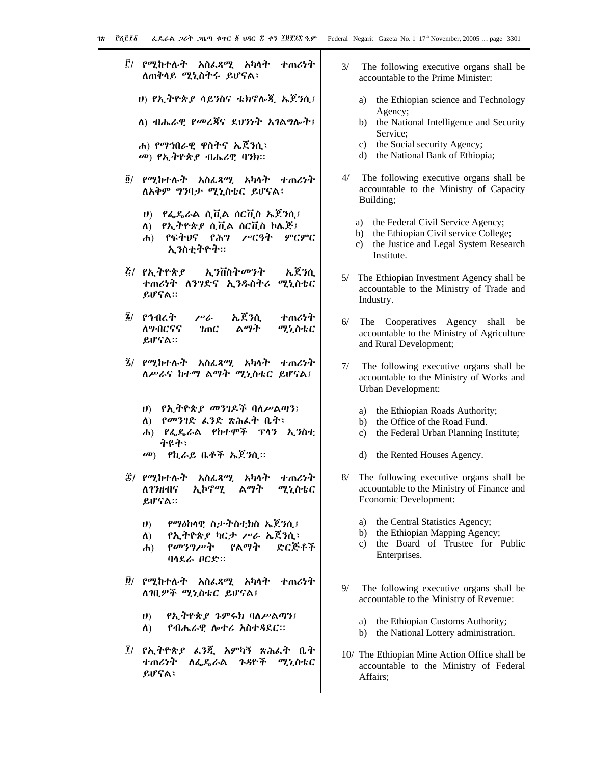፫/ የሚከተሉት አስፈጻሚ አካላት ተጠሪነት ለጠቅላይ ሚኒስትሩ ይሆናል፤

ሀ) የኢትዮጵያ ሳይንስና ቴክኖሎጂ ኤጀንሲ፤

ለ) ብሔራዊ የመረጃና ደህንነት አገልግሎት፤

ሐ) የማኅበራዊ ዋስትና ኤጀንሲ፤

መ) የኢትዮጵያ ብሔራዊ ባንክ።

፬/ የሚከተሉት አስፈጻሚ አካላት ተጠሪነት ለአቅም ግንባታ ሚኒስቴር ይሆናል፤

ሀ) የፌዴራል ሲቪል ሰርቪስ ኤጀንሲ፤

ለ) የኢትዮጵያ ሲቪል ሰርቪስ ኮሌጅ፤

ሐ) የፍትህና የሕግ ሥርዓት ምርምር ኢንስቲትዩት።

፭/ የኢትዮጵያ ኢንቨስትመንት ኤጀንሲ ተጠሪነት ለንግድና ኢንዱስትሪ ሚኒስቴር ይሆናል።

፮/ የኅብረት ሥራ ኤጀንሲ ተጠሪነት ለግብርናና ገጠር ልማት ሚኒስቴር ይሆናል።

፯/ የሚከተሉት አስፈጻሚ አካላት ተጠሪነት ለሥራና ከተማ ልማት ሚኒስቴር ይሆናል፤

ሀ) የኢትዮጵያ መንገዶች ባለሥልጣን፤

ለ) የመንገድ ፈንድ ጽሕፈት ቤት፤

ሐ) የፌዴራል የከተሞች ፕላን ኢንስቲትዩት፤

መ) የኪራይ ቤቶች ኤጀንሲ።

፰/ የሚከተሉት አስፈጻሚ አካላት ተጠሪነት ለገንዘብና ኢኮኖሚ ልማት ሚኒስቴር ይሆናል።

ሀ) የማዕከላዊ ስታትስቲክስ ኤጀንሲ፤

ለ) የኢትዮጵያ ካርታ ሥራ ኤጀንሲ፤

ሐ) የመንግሥት የልማት ድርጅቶች ባላደራ ቦርድ።

፱/ የሚከተሉት አስፈጻሚ አካላት ተጠሪነት ለገቢዎች ሚኒስቴር ይሆናል፤

ሀ) የኢትዮጵያ ጉምሩክ ባለሥልጣን፤

ለ) የብሔራዊ ሎተሪ አስተዳደር።

፲/ የኢትዮጵያ ፈንጂ አምካኝ ጽሕፈት ቤት ተጠሪነት ለፌዴራል ጉዳዮች ሚኒስቴር ይሆናል፤

3/ The following executive organs shall be accountable to the Prime Minister:

a) the Ethiopian science and Technology Agency;
b) the National Intelligence and Security Service;
c) the Social security Agency;
d) the National Bank of Ethiopia;

4/ The following executive organs shall be accountable to the Ministry of Capacity Building;

a) the Federal Civil Service Agency;
b) the Ethiopian Civil service College;
c) the Justice and Legal System Research Institute.

5/ The Ethiopian Investment Agency shall be accountable to the Ministry of Trade and Industry.

6/ The Cooperatives Agency shall be accountable to the Ministry of Agriculture and Rural Development;

7/ The following executive organs shall be accountable to the Ministry of Works and Urban Development:

a) the Ethiopian Roads Authority;
b) the Office of the Road Fund.
c) the Federal Urban Planning Institute;
d) the Rented Houses Agency.

8/ The following executive organs shall be accountable to the Ministry of Finance and Economic Development:

a) the Central Statistics Agency;
b) the Ethiopian Mapping Agency;
c) the Board of Trustee for Public Enterprises.

9/ The following executive organs shall be accountable to the Ministry of Revenue:

a) the Ethiopian Customs Authority;
b) the National Lottery administration.

10/ The Ethiopian Mine Action Office shall be accountable to the Ministry of Federal Affairs;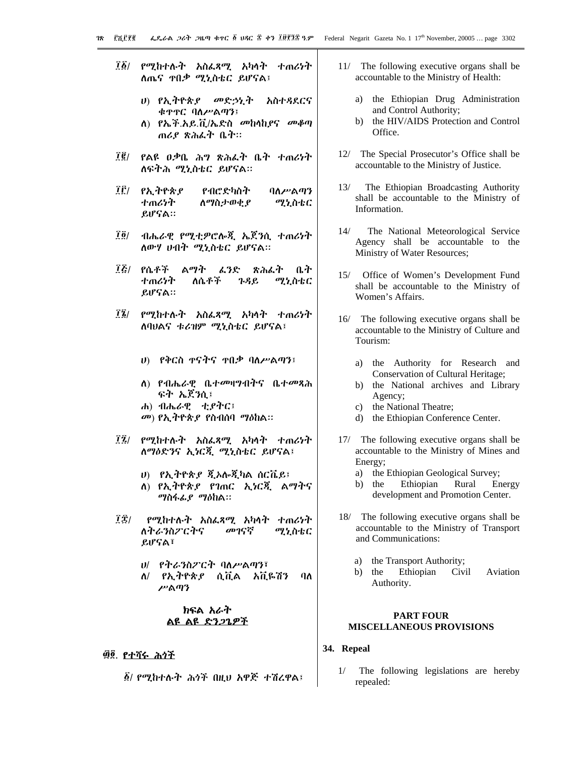፲፩/ የሚከተሉት አስፈጻሚ አካላት ተጠሪነት ለጤና ጥበቃ ሚኒስቴር ይሆናል፤

ሀ) የኢትዮጵያ መድኃኒት አስተዳደርና ቁጥጥር ባለሥልጣን፤
ለ) የኤች.አይ.ቪ/ኤድስ መከላከያና መቆጣጠሪያ ጽሕፈት ቤት፡፡

፲፪/ የልዩ ዐቃቤ ሕግ ጽሕፈት ቤት ተጠሪነት ለፍትሕ ሚኒስቴር ይሆናል፡፡

፲፫/ የኢትዮጵያ የብሮድካስት ባለሥልጣን ተጠሪነት ለማስታወቂያ ሚኒስቴር ይሆናል፡፡

፲፬/ ብሔራዊ የሚቲዎሮሎጂ ኤጀንሲ ተጠሪነት ለውሃ ሀብት ሚኒስቴር ይሆናል፡፡

፲፭/ የሴቶች ልማት ፈንድ ጽሕፈት ቤት ተጠሪነት ለሴቶች ጉዳይ ሚኒስቴር ይሆናል፡፡

፲፮/ የሚከተሉት አስፈጻሚ አካላት ተጠሪነት ለባህልና ቱሪዝም ሚኒስቴር ይሆናል፤

ሀ) የቅርስ ጥናትና ጥበቃ ባለሥልጣን፤
ለ) የብሔራዊ ቤተመዛግብትና ቤተመጻሕፍት ኤጀንሲ፤
ሐ) ብሔራዊ ቲያትር፤
መ) የኢትዮጵያ የስብሰባ ማዕከል፡፡

፲፯/ የሚከተሉት አስፈጻሚ አካላት ተጠሪነት ለማዕድንና ኢነርጂ ሚኒስቴር ይሆናል፤

ሀ) የኢትዮጵያ ጂኦሎጂካል ሰርቬይ፤
ለ) የኢትዮጵያ የገጠር ኢነርጂ ልማትና ማስፋፊያ ማዕከል፡፡

፲፰/ የሚከተሉት አስፈጻሚ አካላት ተጠሪነት ለትራንስፖርትና መገናኛ ሚኒስቴር ይሆናል፣

ሀ/ የትራንስፖርት ባለሥልጣን፣
ለ/ የኢትዮጵያ ሲቪል አቪዬሽን ባለሥልጣን

## ክፍል አራት
## ልዩ ልዩ ድንጋጌዎች

### ፴፬. የተሻሩ ሕጎች

፩/ የሚከተሉት ሕጎች በዚህ አዋጅ ተሽረዋል፤

11/ The following executive organs shall be accountable to the Ministry of Health:

a) the Ethiopian Drug Administration and Control Authority;
b) the HIV/AIDS Protection and Control Office.

12/ The Special Prosecutor's Office shall be accountable to the Ministry of Justice.

13/ The Ethiopian Broadcasting Authority shall be accountable to the Ministry of Information.

14/ The National Meteorological Service Agency shall be accountable to the Ministry of Water Resources;

15/ Office of Women's Development Fund shall be accountable to the Ministry of Women's Affairs.

16/ The following executive organs shall be accountable to the Ministry of Culture and Tourism:

a) the Authority for Research and Conservation of Cultural Heritage;
b) the National archives and Library Agency;
c) the National Theatre;
d) the Ethiopian Conference Center.

17/ The following executive organs shall be accountable to the Ministry of Mines and Energy;

a) the Ethiopian Geological Survey;
b) the Ethiopian Rural Energy development and Promotion Center.

18/ The following executive organs shall be accountable to the Ministry of Transport and Communications:

a) the Transport Authority;
b) the Ethiopian Civil Aviation Authority.

## PART FOUR
## MISCELLANEOUS PROVISIONS

### 34. Repeal

1/ The following legislations are hereby repealed: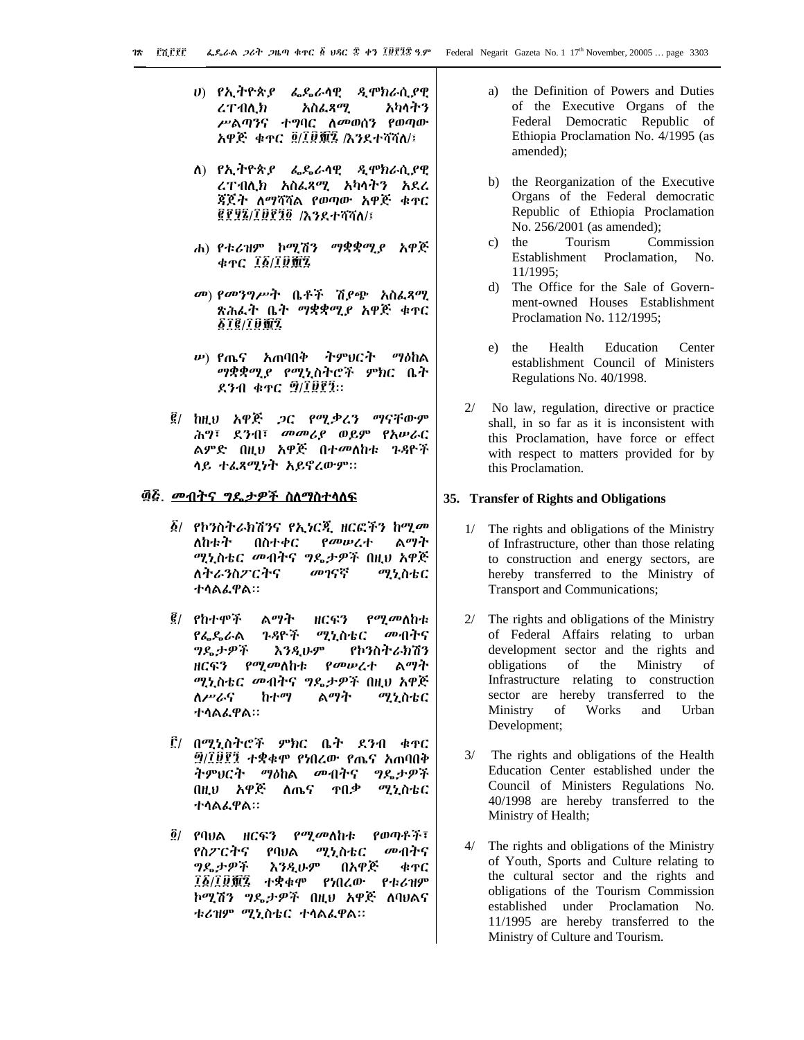ሀ) የኢትዮጵያ ፌዴራላዊ ዲሞክራሲያዊ ሪፐብሊክ አስፈጻሚ አካላትን ሥልጣንና ተግባር ለመወሰን የወጣው አዋጅ ቁጥር ፬/፲፱፻፹፯ /እንደተሻሻለ/፤

ለ) የኢትዮጵያ ፌዴራላዊ ዲሞክራሲያዊ ሪፐብሊክ አስፈጻሚ አካላትን እደረ ጃጀት ለማሻሻል የወጣው አዋጅ ቁጥር ፪፻፶፮/፲፱፻፺፬ /እንደተሻሻለ/፤

ሐ) የቱሪዝም ኮሚሽን ማቋቋሚያ አዋጅ ቁጥር ፲፩/፲፱፻፹፯

መ) የመንግሥት ቤቶች ሽያጭ አስፈጻሚ ጽሕፈት ቤት ማቋቋሚያ አዋጅ ቁጥር ፩፻፲፪/፲፱፻፹፯

ሠ) የጤና አጠባበቅ ትምህርት ማዕከል ማቋቋሚያ የሚኒስትሮች ምክር ቤት ደንብ ቁጥር ፵/፲፱፻፺፰።

፪/ ከዚህ አዋጅ ጋር የሚቃረን ማናቸውም ሕግ፣ ደንብ፣ መመሪያ ወይም የአሠራር ልምድ በዚህ አዋጅ በተመለከቱ ጉዳዮች ላይ ተፈጻሚነት አይኖረውም።

## ፴፭. መብትና ግዴታዎች ስለማስተላለፍ

፩/ የኮንስትራክሽንና የኢነርጂ ዘርፎችን ከሚመለከቱት በስተቀር የመሠረተ ልማት ሚኒስቴር መብትና ግዴታዎች በዚህ አዋጅ ለትራንስፖርትና መገናኛ ሚኒስቴር ተላልፈዋል።

፪/ የከተሞች ልማት ዘርፍን የሚመለከቱ የፌዴራል ጉዳዮች ሚኒስቴር መብትና ግዴታዎች እንዲሁም የኮንስትራክሽን ዘርፍን የሚመለከቱ የመሠረተ ልማት ሚኒስቴር መብትና ግዴታዎች በዚህ አዋጅ ለሥራና ከተማ ልማት ሚኒስቴር ተላልፈዋል።

፫/ በሚኒስትሮች ምክር ቤት ደንብ ቁጥር ፵/፲፱፻፺፰ ተቋቁሞ የነበረው የጤና አጠባበቅ ትምህርት ማዕከል መብትና ግዴታዎች በዚህ አዋጅ ለጤና ጥበቃ ሚኒስቴር ተላልፈዋል።

፬/ የባህል ዘርፍን የሚመለከቱ የወጣቶች፣ የስፖርትና የባህል ሚኒስቴር መብትና ግዴታዎች እንዲሁም በአዋጅ ቁጥር ፲፩/፲፱፻፹፯ ተቋቁሞ የነበረው የቱሪዝም ኮሚሽን ግዴታዎች በዚህ አዋጅ ለባህልና ቱሪዝም ሚኒስቴር ተላልፈዋል።

a) the Definition of Powers and Duties of the Executive Organs of the Federal Democratic Republic of Ethiopia Proclamation No. 4/1995 (as amended);

b) the Reorganization of the Executive Organs of the Federal democratic Republic of Ethiopia Proclamation No. 256/2001 (as amended);

c) the Tourism Commission Establishment Proclamation, No. 11/1995;

d) The Office for the Sale of Government-owned Houses Establishment Proclamation No. 112/1995;

e) the Health Education Center establishment Council of Ministers Regulations No. 40/1998.

2/ No law, regulation, directive or practice shall, in so far as it is inconsistent with this Proclamation, have force or effect with respect to matters provided for by this Proclamation.

## 35. Transfer of Rights and Obligations

1/ The rights and obligations of the Ministry of Infrastructure, other than those relating to construction and energy sectors, are hereby transferred to the Ministry of Transport and Communications;

2/ The rights and obligations of the Ministry of Federal Affairs relating to urban development sector and the rights and obligations of the Ministry of Infrastructure relating to construction sector are hereby transferred to the Ministry of Works and Urban Development;

3/ The rights and obligations of the Health Education Center established under the Council of Ministers Regulations No. 40/1998 are hereby transferred to the Ministry of Health;

4/ The rights and obligations of the Ministry of Youth, Sports and Culture relating to the cultural sector and the rights and obligations of the Tourism Commission established under Proclamation No. 11/1995 are hereby transferred to the Ministry of Culture and Tourism.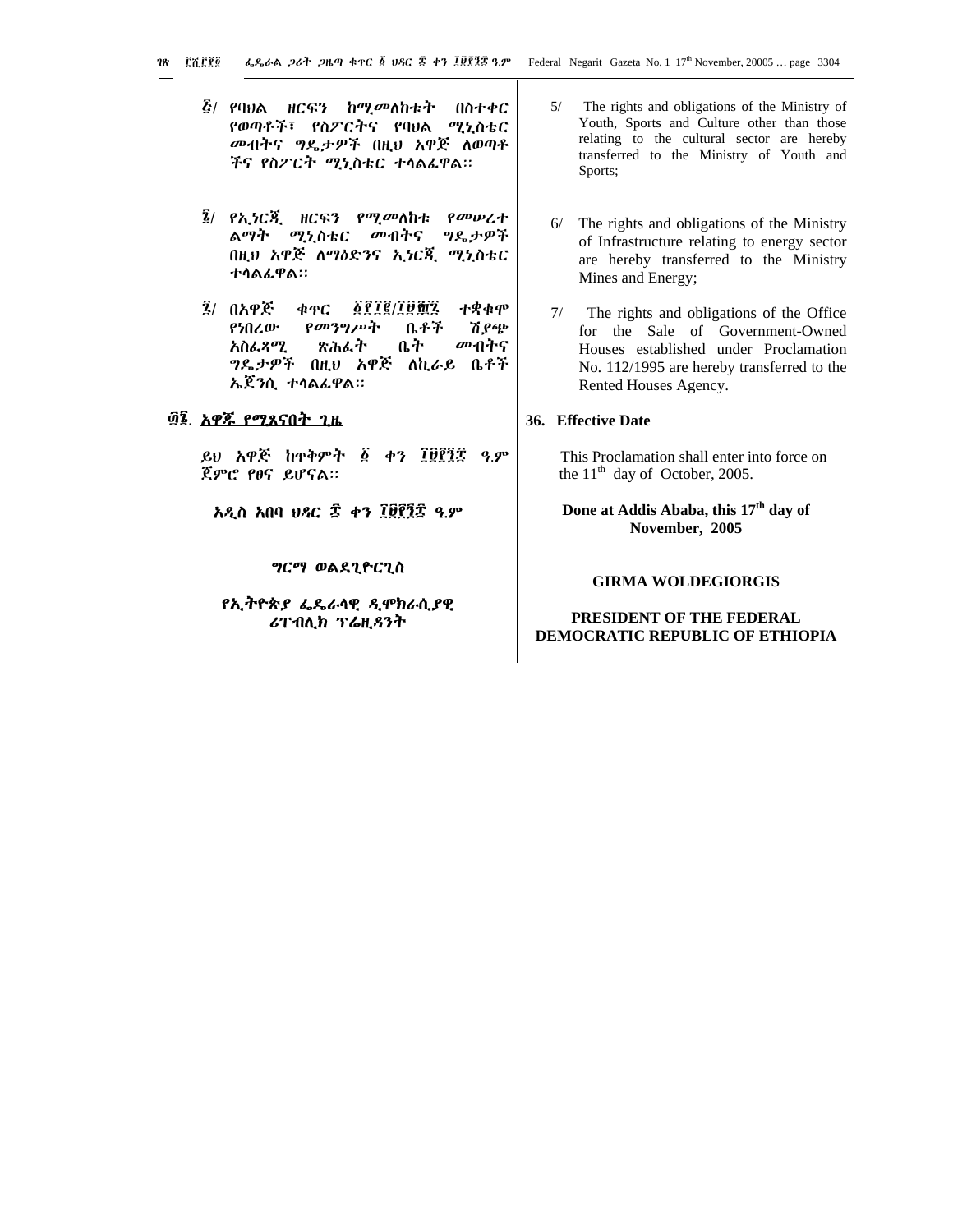፭/ የባህል ዘርፍን ከሚመለከቱት በስተቀር የወጣቶች፣ የስፖርትና የባህል ሚኒስቴር መብትና ግዴታዎች በዚህ አዋጅ ለወጣቶችና የስፖርት ሚኒስቴር ተላልፈዋል፡፡

፮/ የኢነርጂ ዘርፍን የሚመለከቱ የመሠረተ ልማት ሚኒስቴር መብትና ግዴታዎች በዚህ አዋጅ ለማዕድንና ኢነርጂ ሚኒስቴር ተላልፈዋል፡፡

፯/ በአዋጅ ቁጥር ፩፻፲፪/፲፱፻፹፯ ተቋቁሞ የነበረው የመንግሥት ቤቶች ሽያጭ አስፈጻሚ ጽሕፈት ቤት መብትና ግዴታዎች በዚህ አዋጅ ለኪራይ ቤቶች ኤጀንሲ ተላልፈዋል፡፡

## ፴፮. አዋጁ የሚጸናበት ጊዜ

ይህ አዋጅ ከጥቅምት ፩ ቀን ፲፱፻፺፰ ዓ.ም ጀምሮ የፀና ይሆናል፡፡

**አዲስ አበባ ህዳር ፰ ቀን ፲፱፻፺፰ ዓ.ም**

**ግርማ ወልደጊዮርጊስ**

**የኢትዮጵያ ፌዴራላዊ ዲሞክራሲያዊ ሪፐብሊክ ፕሬዚዳንት**

5/ The rights and obligations of the Ministry of Youth, Sports and Culture other than those relating to the cultural sector are hereby transferred to the Ministry of Youth and Sports;

6/ The rights and obligations of the Ministry of Infrastructure relating to energy sector are hereby transferred to the Ministry Mines and Energy;

7/ The rights and obligations of the Office for the Sale of Government-Owned Houses established under Proclamation No. 112/1995 are hereby transferred to the Rented Houses Agency.

## 36. Effective Date

This Proclamation shall enter into force on the 11th day of October, 2005.

**Done at Addis Ababa, this 17th day of November, 2005**

**GIRMA WOLDEGIORGIS**

**PRESIDENT OF THE FEDERAL DEMOCRATIC REPUBLIC OF ETHIOPIA**